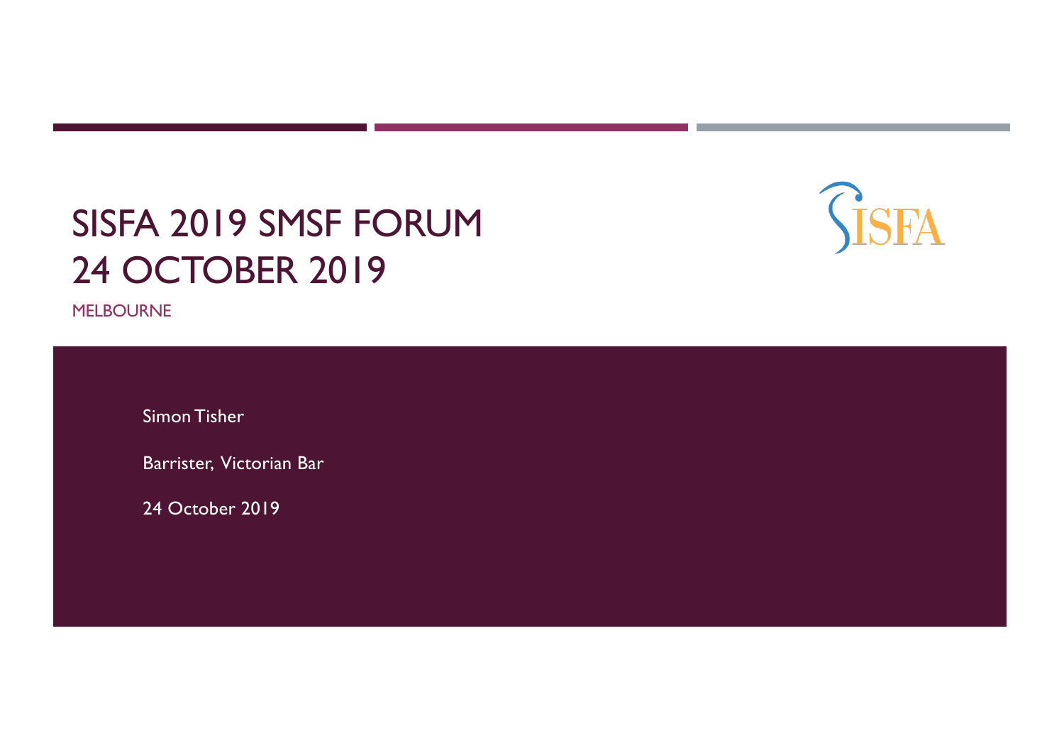# SISFA 2019 SMSF FORUM
# 24 OCTOBER 2019

MELBOURNE

SISFA

Simon Tisher

Barrister, Victorian Bar

24 October 2019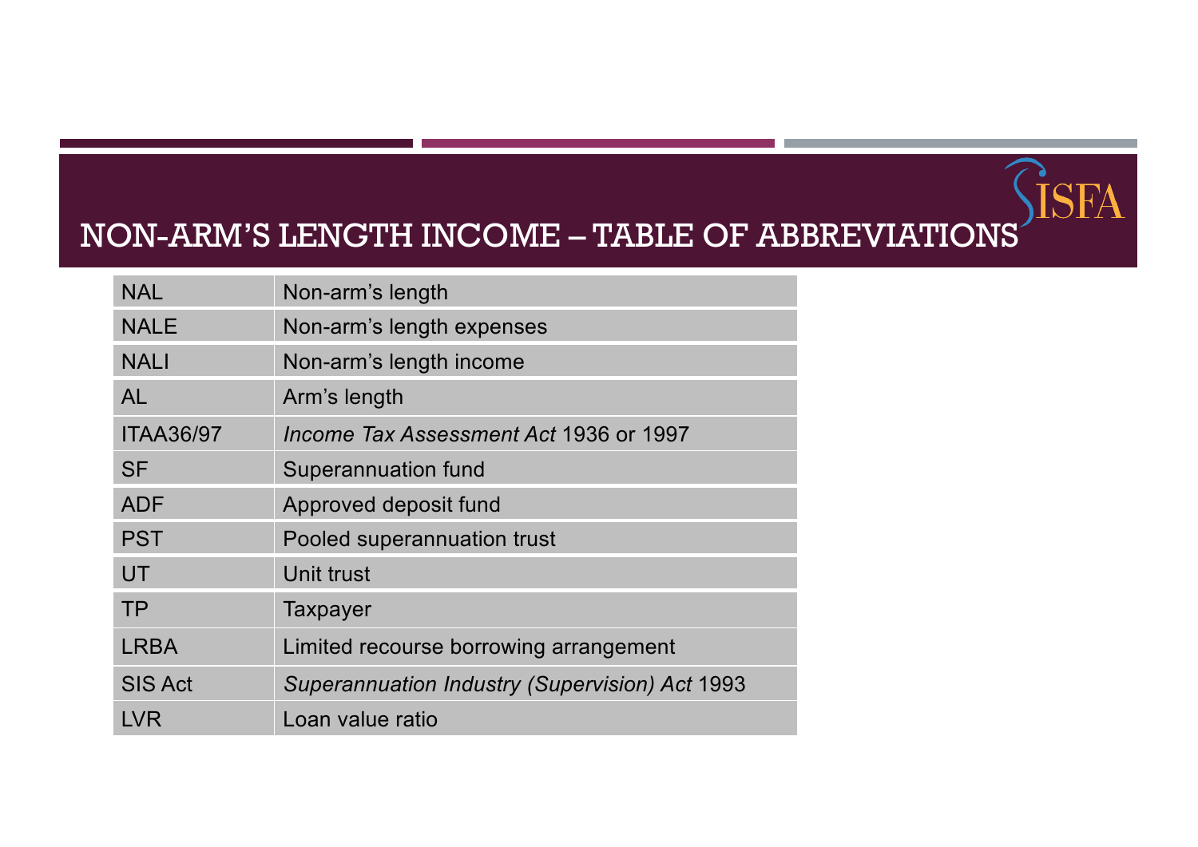# NON-ARM'S LENGTH INCOME – TABLE OF ABBREVIATIONS

| | |
|---|---|
| NAL | Non-arm's length |
| NALE | Non-arm's length expenses |
| NALI | Non-arm's length income |
| AL | Arm's length |
| ITAA36/97 | *Income Tax Assessment Act* 1936 or 1997 |
| SF | Superannuation fund |
| ADF | Approved deposit fund |
| PST | Pooled superannuation trust |
| UT | Unit trust |
| TP | Taxpayer |
| LRBA | Limited recourse borrowing arrangement |
| SIS Act | *Superannuation Industry (Supervision) Act* 1993 |
| LVR | Loan value ratio |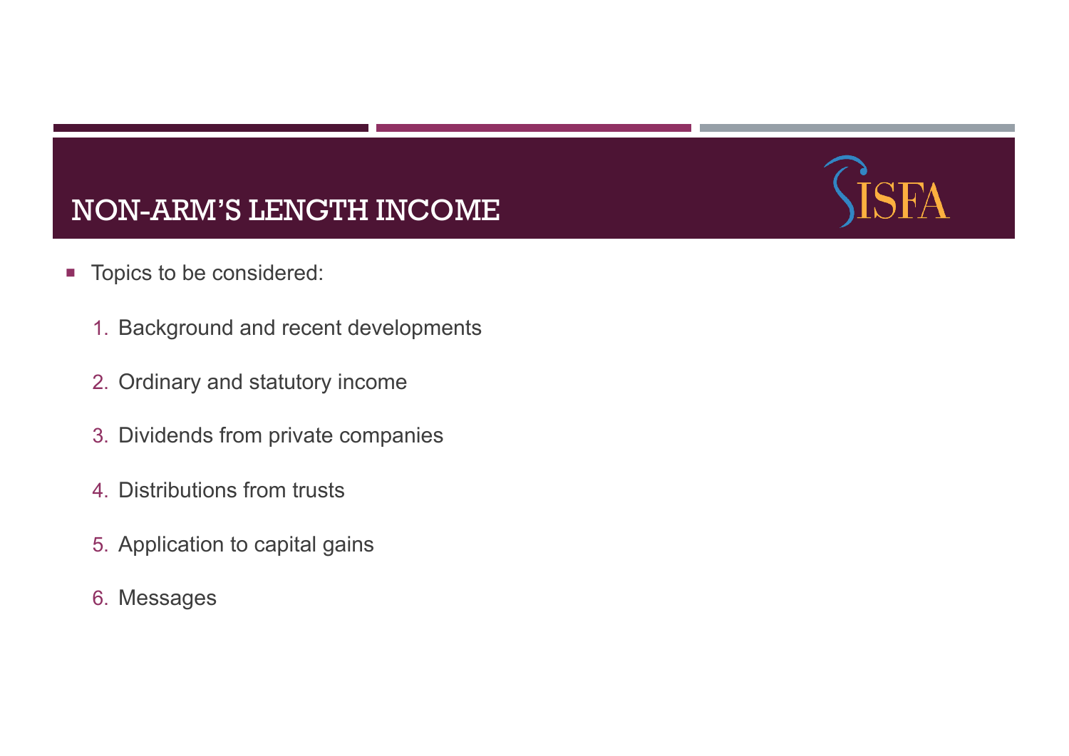# NON-ARM'S LENGTH INCOME

- Topics to be considered:
  1. Background and recent developments
  2. Ordinary and statutory income
  3. Dividends from private companies
  4. Distributions from trusts
  5. Application to capital gains
  6. Messages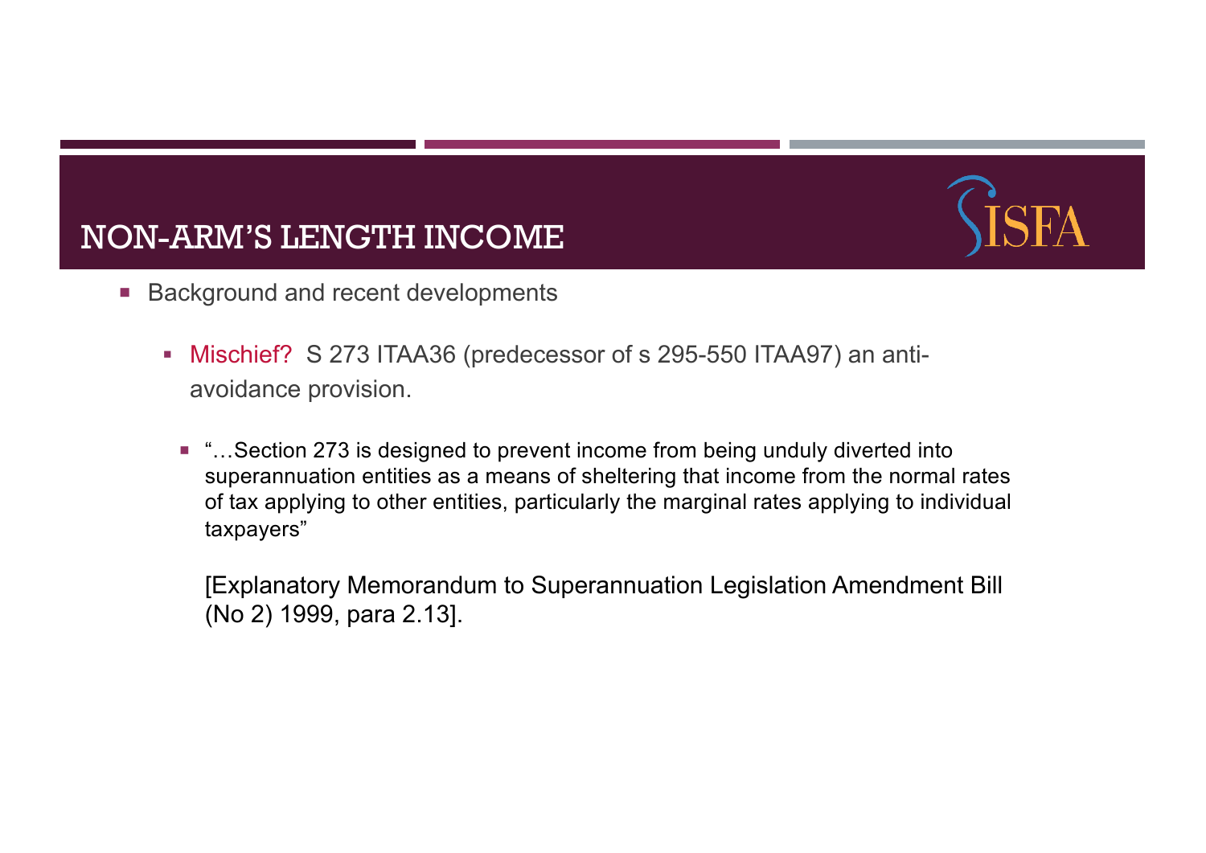# NON-ARM'S LENGTH INCOME

- Background and recent developments
  - Mischief? S 273 ITAA36 (predecessor of s 295-550 ITAA97) an anti-avoidance provision.
    - "…Section 273 is designed to prevent income from being unduly diverted into superannuation entities as a means of sheltering that income from the normal rates of tax applying to other entities, particularly the marginal rates applying to individual taxpayers"

      [Explanatory Memorandum to Superannuation Legislation Amendment Bill (No 2) 1999, para 2.13].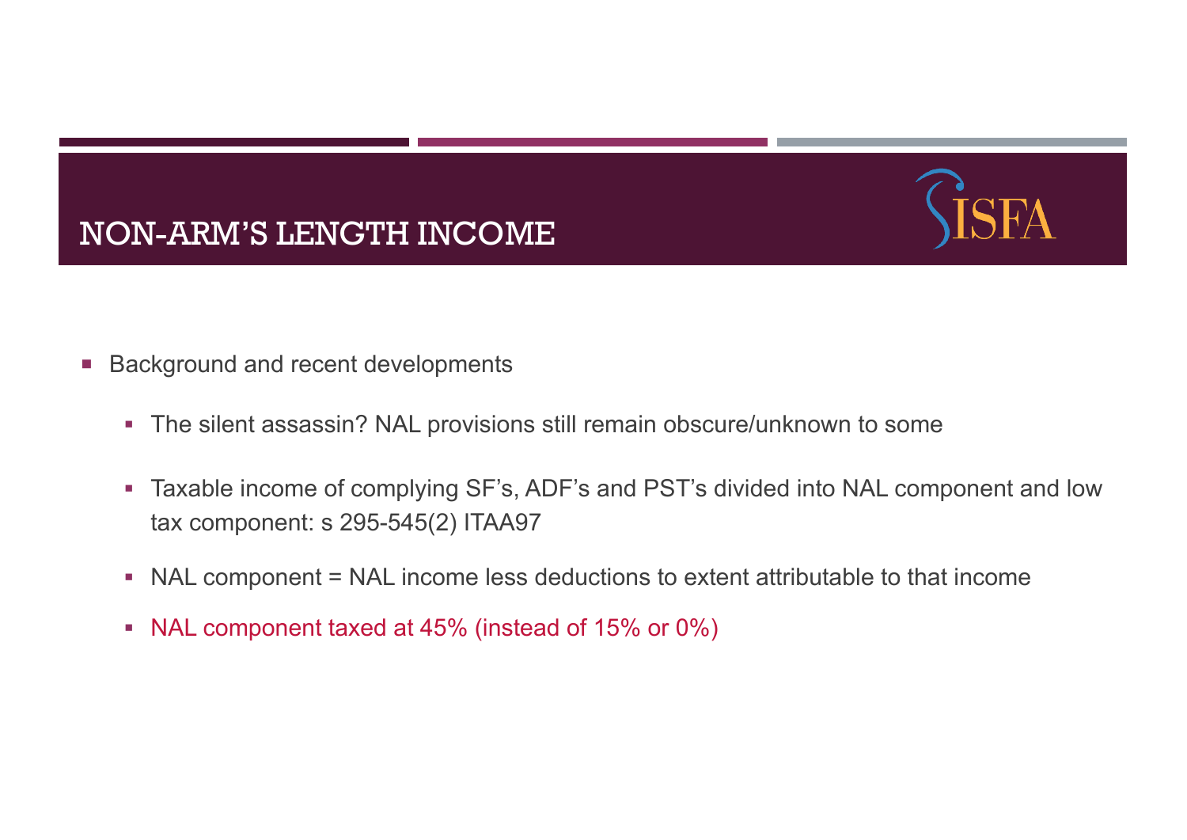# NON-ARM'S LENGTH INCOME

- Background and recent developments
  - The silent assassin? NAL provisions still remain obscure/unknown to some
  - Taxable income of complying SF's, ADF's and PST's divided into NAL component and low tax component: s 295-545(2) ITAA97
  - NAL component = NAL income less deductions to extent attributable to that income
  - NAL component taxed at 45% (instead of 15% or 0%)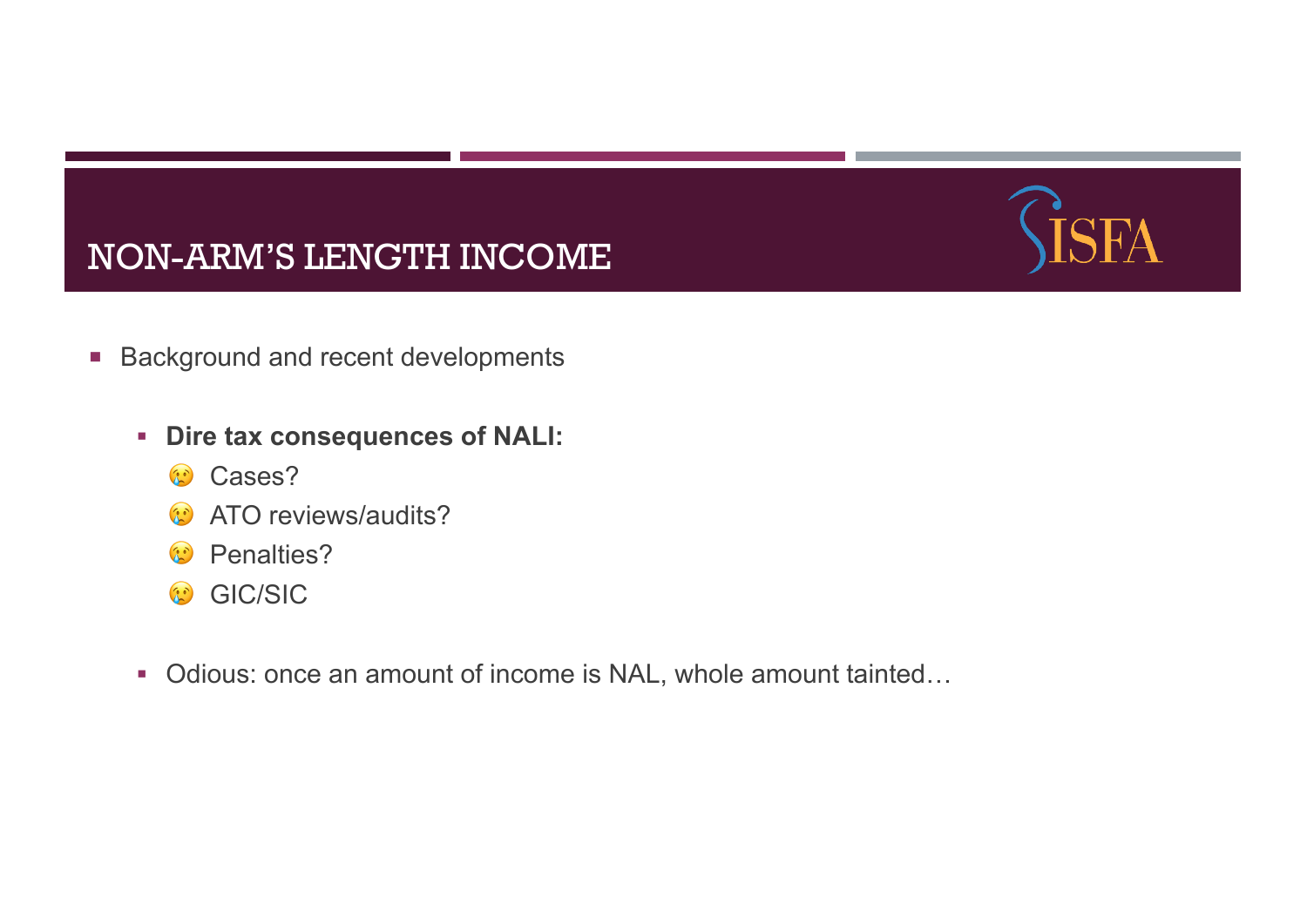# NON-ARM'S LENGTH INCOME

- Background and recent developments
  - **Dire tax consequences of NALI:**
    - 😢 Cases?
    - 😢 ATO reviews/audits?
    - 😢 Penalties?
    - 😢 GIC/SIC
  - Odious: once an amount of income is NAL, whole amount tainted…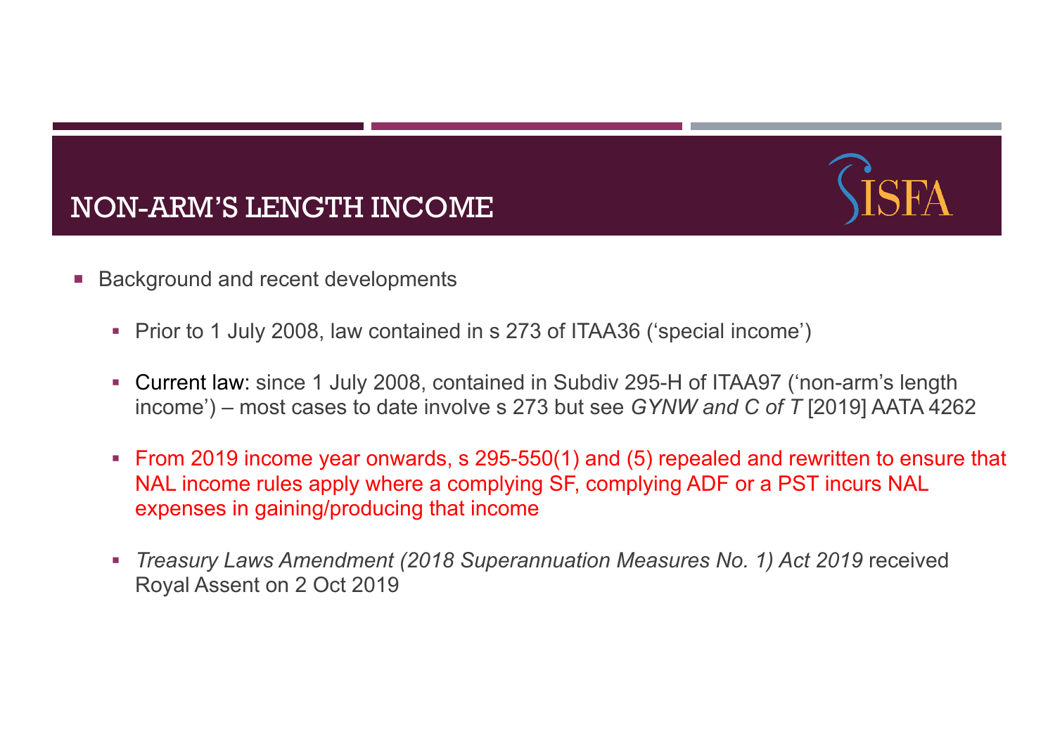# NON-ARM'S LENGTH INCOME

- Background and recent developments
  - Prior to 1 July 2008, law contained in s 273 of ITAA36 ('special income')
  - Current law: since 1 July 2008, contained in Subdiv 295-H of ITAA97 ('non-arm's length income') – most cases to date involve s 273 but see *GYNW and C of T* [2019] AATA 4262
  - From 2019 income year onwards, s 295-550(1) and (5) repealed and rewritten to ensure that NAL income rules apply where a complying SF, complying ADF or a PST incurs NAL expenses in gaining/producing that income
  - *Treasury Laws Amendment (2018 Superannuation Measures No. 1) Act 2019* received Royal Assent on 2 Oct 2019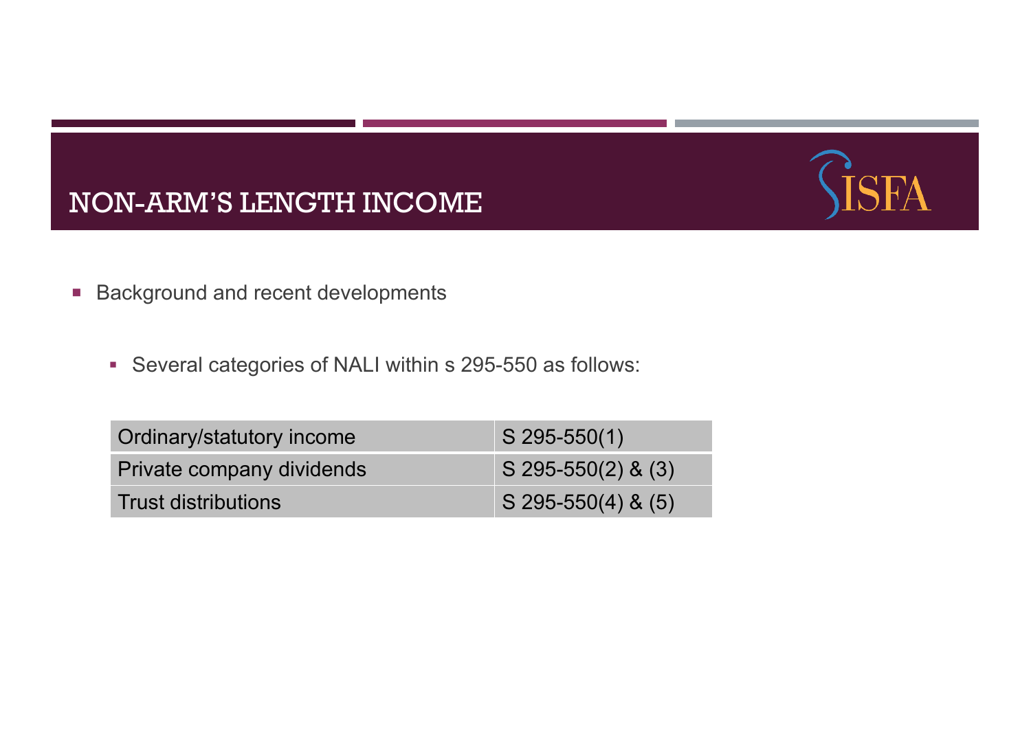# NON-ARM'S LENGTH INCOME

- Background and recent developments
  - Several categories of NALI within s 295-550 as follows:

| | |
|---|---|
| Ordinary/statutory income | S 295-550(1) |
| Private company dividends | S 295-550(2) & (3) |
| Trust distributions | S 295-550(4) & (5) |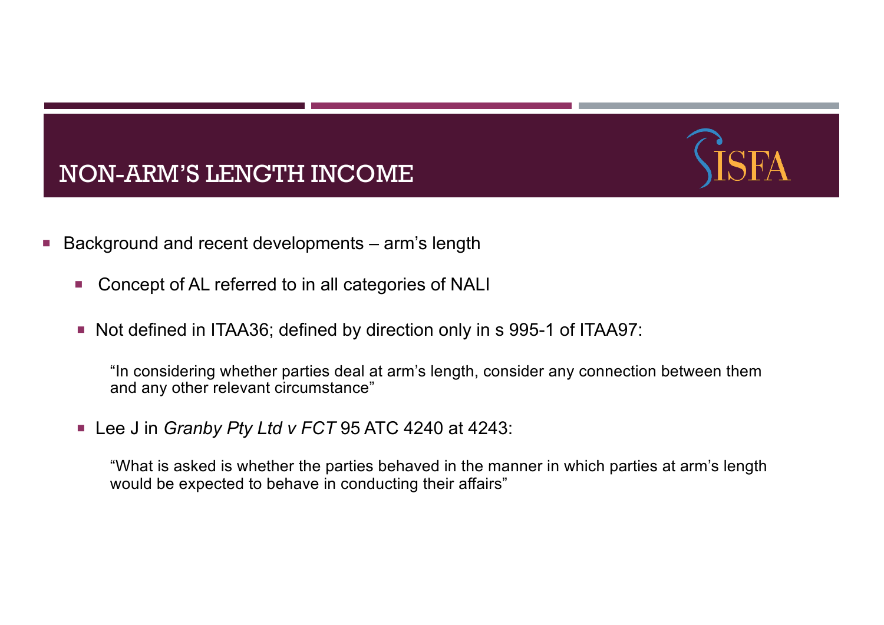# NON-ARM'S LENGTH INCOME

- Background and recent developments – arm's length
  - Concept of AL referred to in all categories of NALI
  - Not defined in ITAA36; defined by direction only in s 995-1 of ITAA97:

    "In considering whether parties deal at arm's length, consider any connection between them and any other relevant circumstance"

  - Lee J in *Granby Pty Ltd v FCT* 95 ATC 4240 at 4243:

    "What is asked is whether the parties behaved in the manner in which parties at arm's length would be expected to behave in conducting their affairs"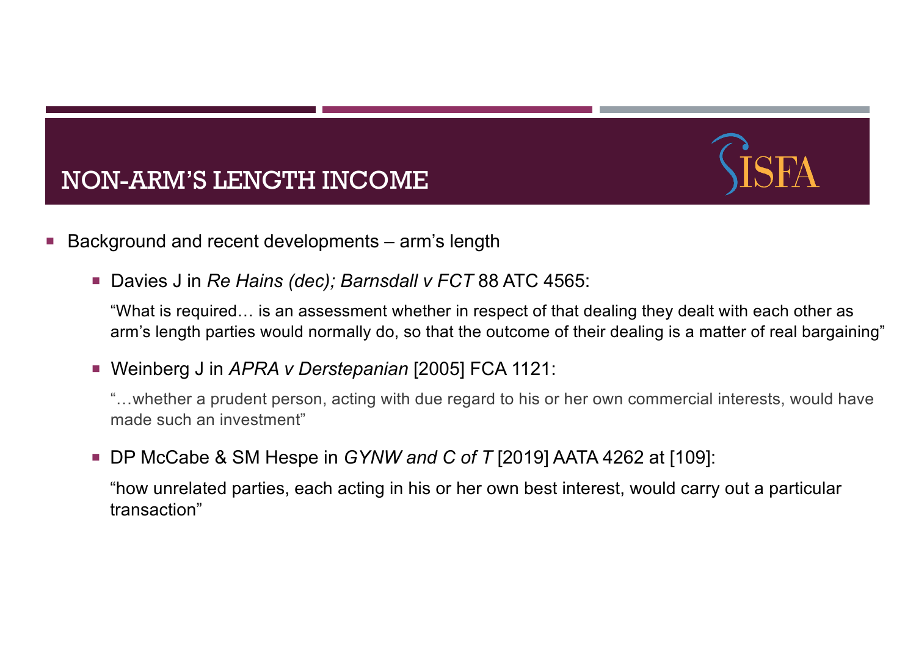# NON-ARM'S LENGTH INCOME

- Background and recent developments – arm's length
  - Davies J in *Re Hains (dec); Barnsdall v FCT* 88 ATC 4565:

    "What is required… is an assessment whether in respect of that dealing they dealt with each other as arm's length parties would normally do, so that the outcome of their dealing is a matter of real bargaining"

  - Weinberg J in *APRA v Derstepanian* [2005] FCA 1121:

    "…whether a prudent person, acting with due regard to his or her own commercial interests, would have made such an investment"

  - DP McCabe & SM Hespe in *GYNW and C of T* [2019] AATA 4262 at [109]:

    "how unrelated parties, each acting in his or her own best interest, would carry out a particular transaction"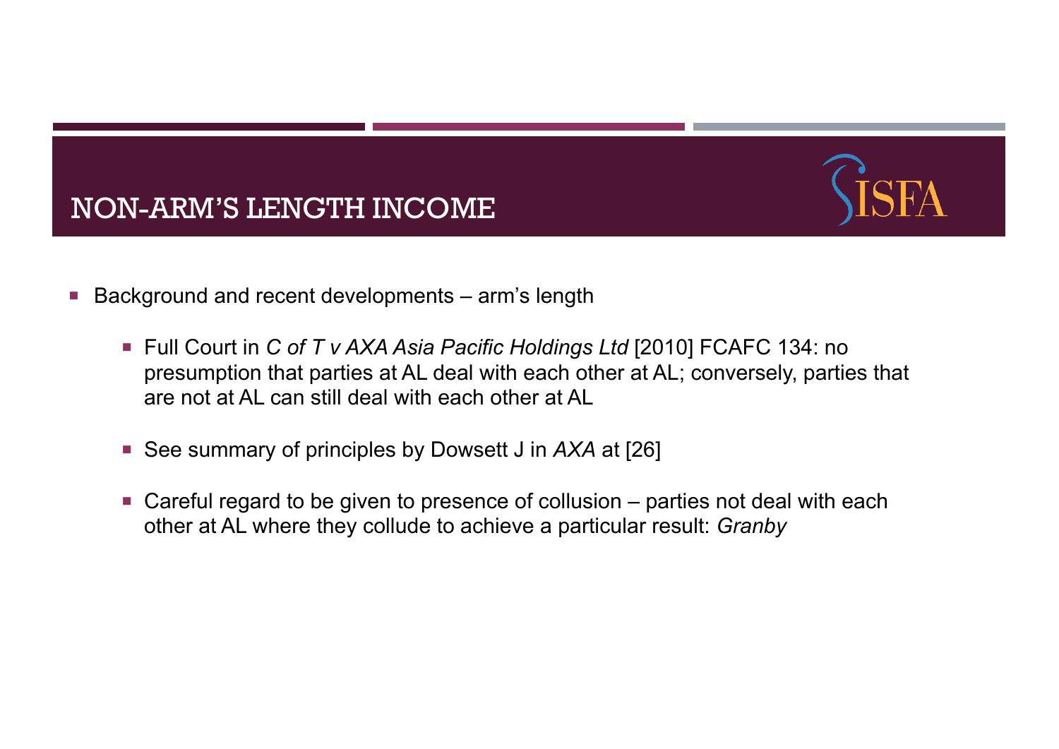# NON-ARM'S LENGTH INCOME

- Background and recent developments – arm's length
  - Full Court in *C of T v AXA Asia Pacific Holdings Ltd* [2010] FCAFC 134: no presumption that parties at AL deal with each other at AL; conversely, parties that are not at AL can still deal with each other at AL
  - See summary of principles by Dowsett J in *AXA* at [26]
  - Careful regard to be given to presence of collusion – parties not deal with each other at AL where they collude to achieve a particular result: *Granby*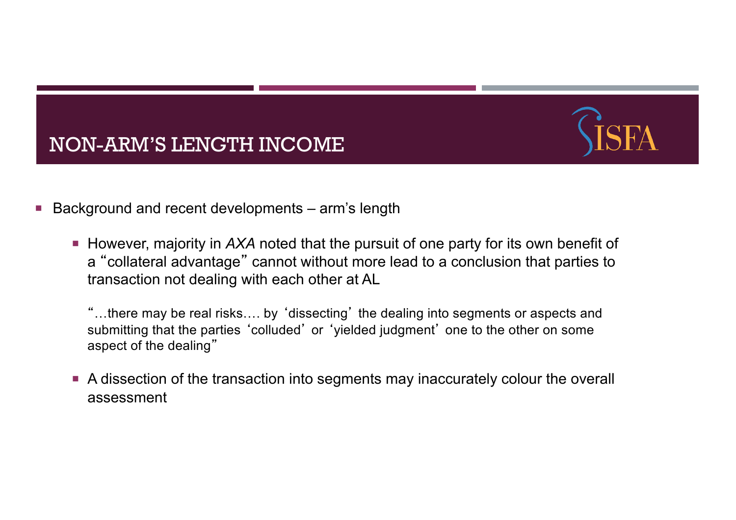# NON-ARM'S LENGTH INCOME

- Background and recent developments – arm's length
  - However, majority in *AXA* noted that the pursuit of one party for its own benefit of a "collateral advantage" cannot without more lead to a conclusion that parties to transaction not dealing with each other at AL

    "…there may be real risks…. by 'dissecting' the dealing into segments or aspects and submitting that the parties 'colluded' or 'yielded judgment' one to the other on some aspect of the dealing"

  - A dissection of the transaction into segments may inaccurately colour the overall assessment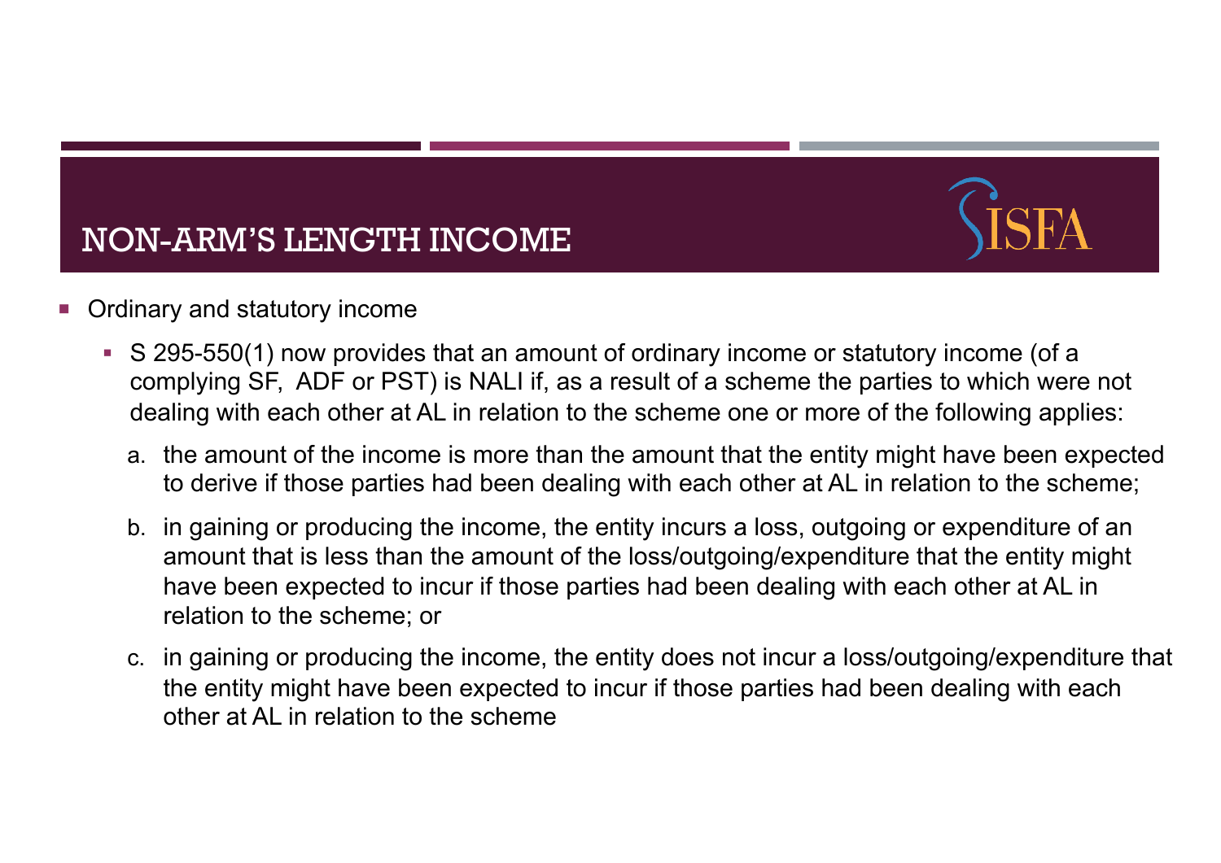# NON-ARM'S LENGTH INCOME

- Ordinary and statutory income
  - S 295-550(1) now provides that an amount of ordinary income or statutory income (of a complying SF, ADF or PST) is NALI if, as a result of a scheme the parties to which were not dealing with each other at AL in relation to the scheme one or more of the following applies:
    a. the amount of the income is more than the amount that the entity might have been expected to derive if those parties had been dealing with each other at AL in relation to the scheme;
    b. in gaining or producing the income, the entity incurs a loss, outgoing or expenditure of an amount that is less than the amount of the loss/outgoing/expenditure that the entity might have been expected to incur if those parties had been dealing with each other at AL in relation to the scheme; or
    c. in gaining or producing the income, the entity does not incur a loss/outgoing/expenditure that the entity might have been expected to incur if those parties had been dealing with each other at AL in relation to the scheme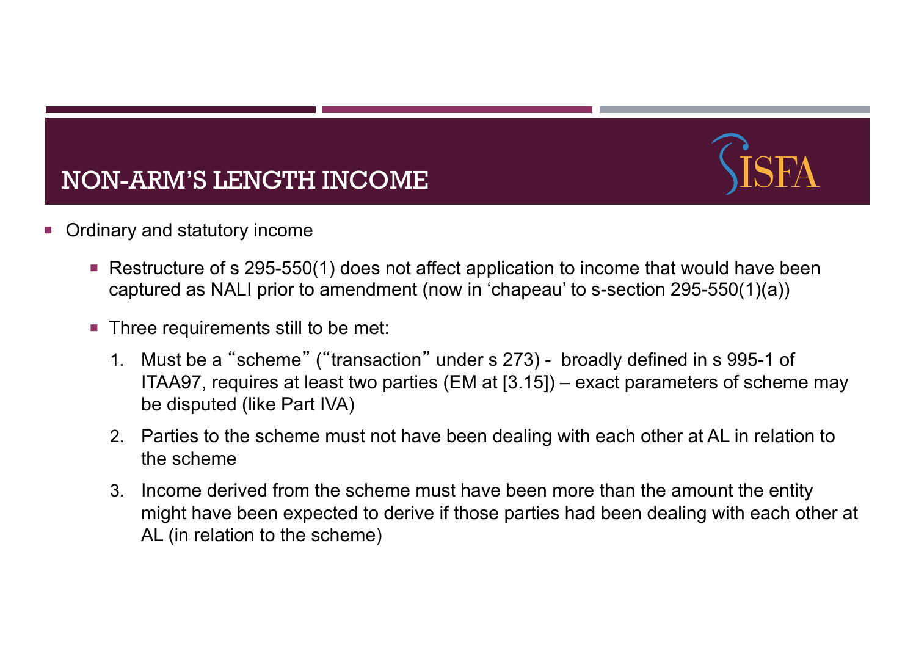# NON-ARM'S LENGTH INCOME

- Ordinary and statutory income
  - Restructure of s 295-550(1) does not affect application to income that would have been captured as NALI prior to amendment (now in 'chapeau' to s-section 295-550(1)(a))
  - Three requirements still to be met:
    1. Must be a "scheme" ("transaction" under s 273) - broadly defined in s 995-1 of ITAA97, requires at least two parties (EM at [3.15]) – exact parameters of scheme may be disputed (like Part IVA)
    2. Parties to the scheme must not have been dealing with each other at AL in relation to the scheme
    3. Income derived from the scheme must have been more than the amount the entity might have been expected to derive if those parties had been dealing with each other at AL (in relation to the scheme)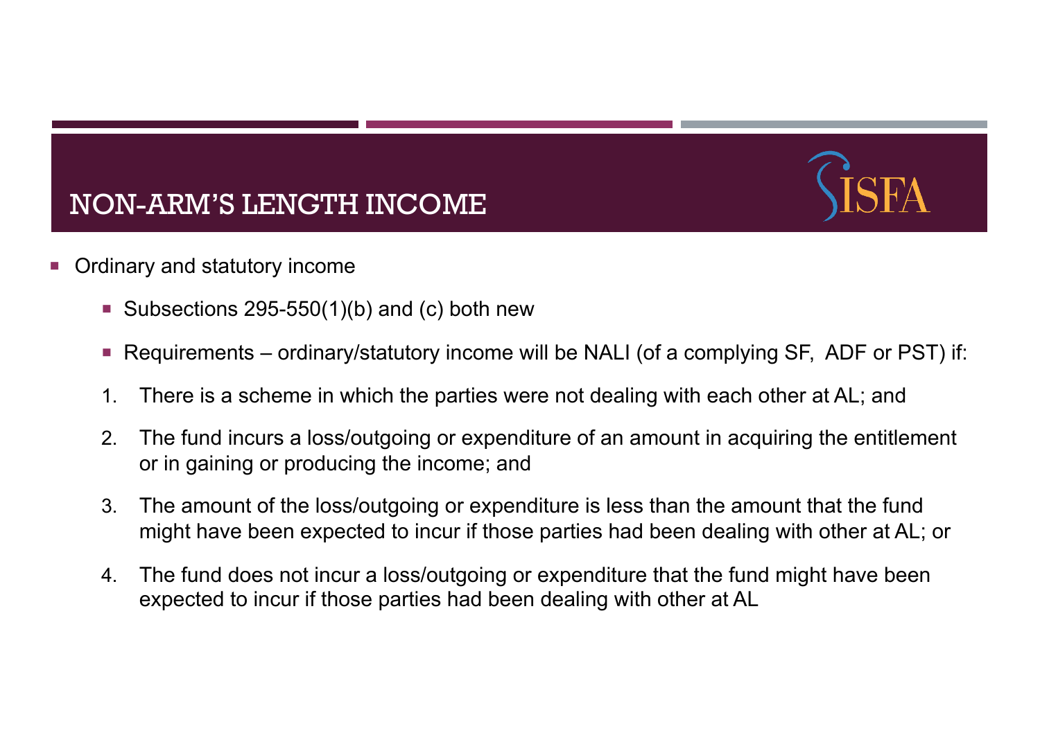# NON-ARM'S LENGTH INCOME

- Ordinary and statutory income
  - Subsections 295-550(1)(b) and (c) both new
  - Requirements – ordinary/statutory income will be NALI (of a complying SF, ADF or PST) if:

1. There is a scheme in which the parties were not dealing with each other at AL; and
2. The fund incurs a loss/outgoing or expenditure of an amount in acquiring the entitlement or in gaining or producing the income; and
3. The amount of the loss/outgoing or expenditure is less than the amount that the fund might have been expected to incur if those parties had been dealing with other at AL; or
4. The fund does not incur a loss/outgoing or expenditure that the fund might have been expected to incur if those parties had been dealing with other at AL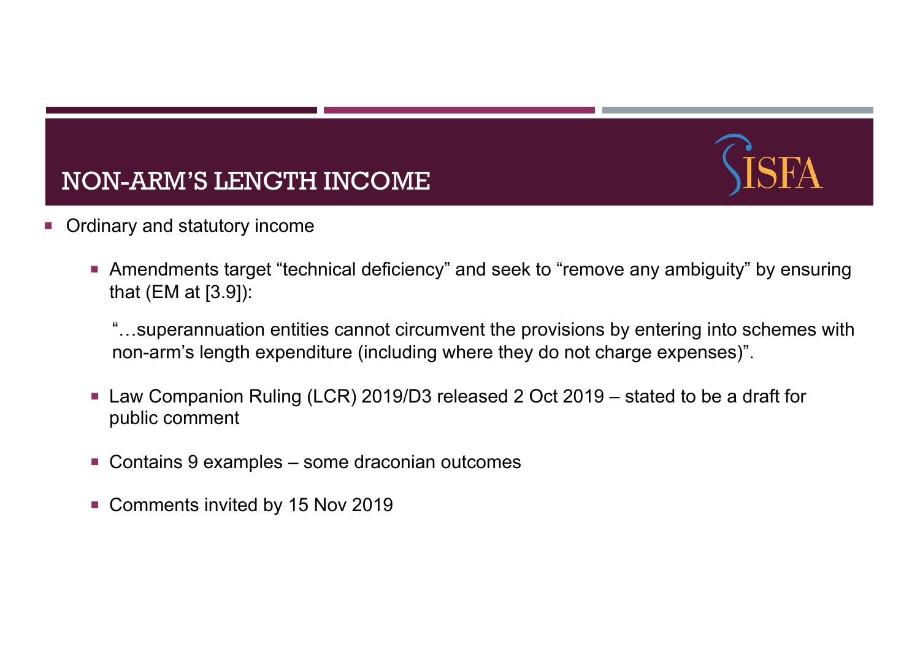# NON-ARM'S LENGTH INCOME

- Ordinary and statutory income
  - Amendments target "technical deficiency" and seek to "remove any ambiguity" by ensuring that (EM at [3.9]):

    "…superannuation entities cannot circumvent the provisions by entering into schemes with non-arm's length expenditure (including where they do not charge expenses)".

  - Law Companion Ruling (LCR) 2019/D3 released 2 Oct 2019 – stated to be a draft for public comment
  - Contains 9 examples – some draconian outcomes
  - Comments invited by 15 Nov 2019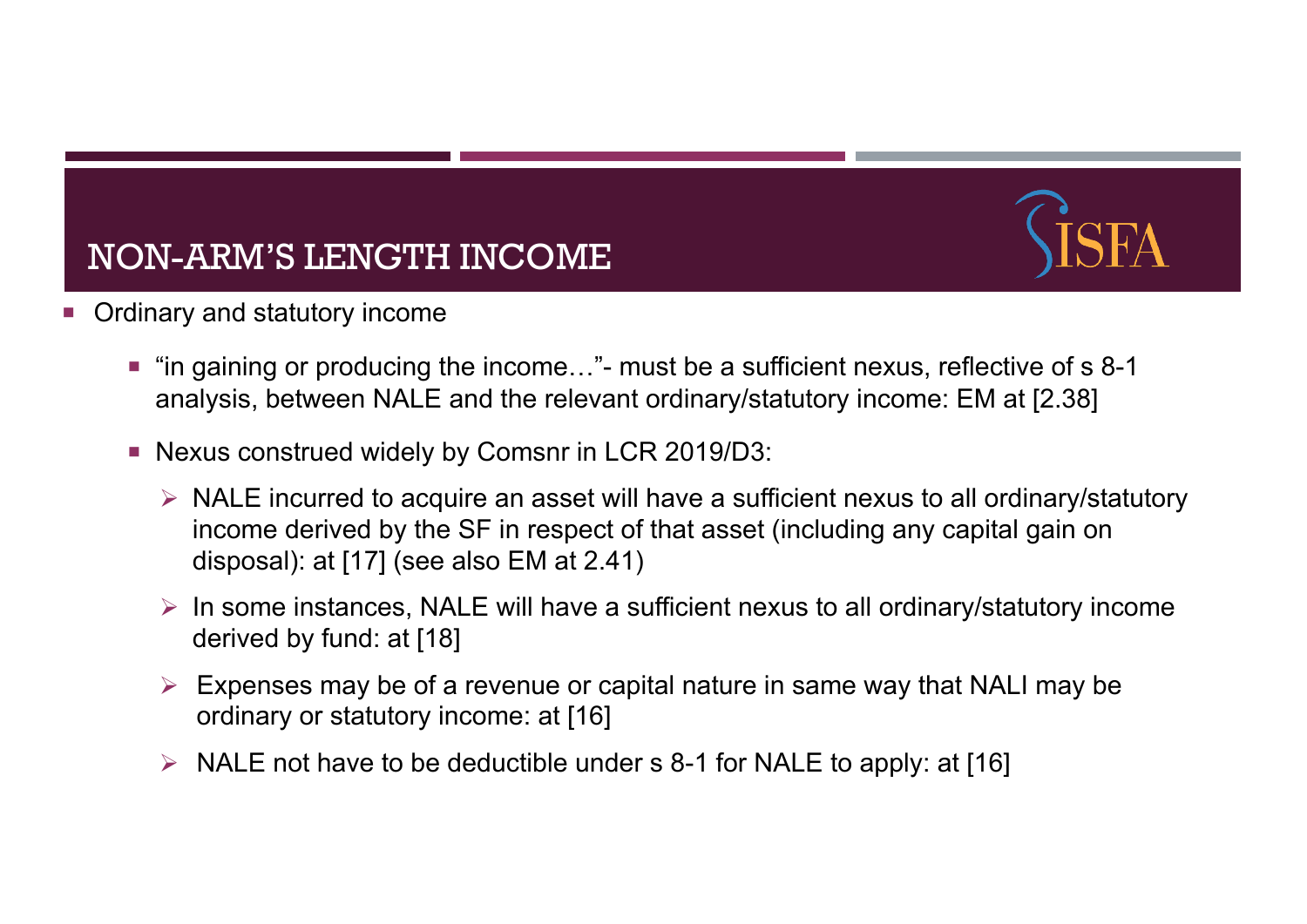# NON-ARM'S LENGTH INCOME

- Ordinary and statutory income
  - "in gaining or producing the income…"- must be a sufficient nexus, reflective of s 8-1 analysis, between NALE and the relevant ordinary/statutory income: EM at [2.38]
  - Nexus construed widely by Comsnr in LCR 2019/D3:
    - NALE incurred to acquire an asset will have a sufficient nexus to all ordinary/statutory income derived by the SF in respect of that asset (including any capital gain on disposal): at [17] (see also EM at 2.41)
    - In some instances, NALE will have a sufficient nexus to all ordinary/statutory income derived by fund: at [18]
    - Expenses may be of a revenue or capital nature in same way that NALI may be ordinary or statutory income: at [16]
    - NALE not have to be deductible under s 8-1 for NALE to apply: at [16]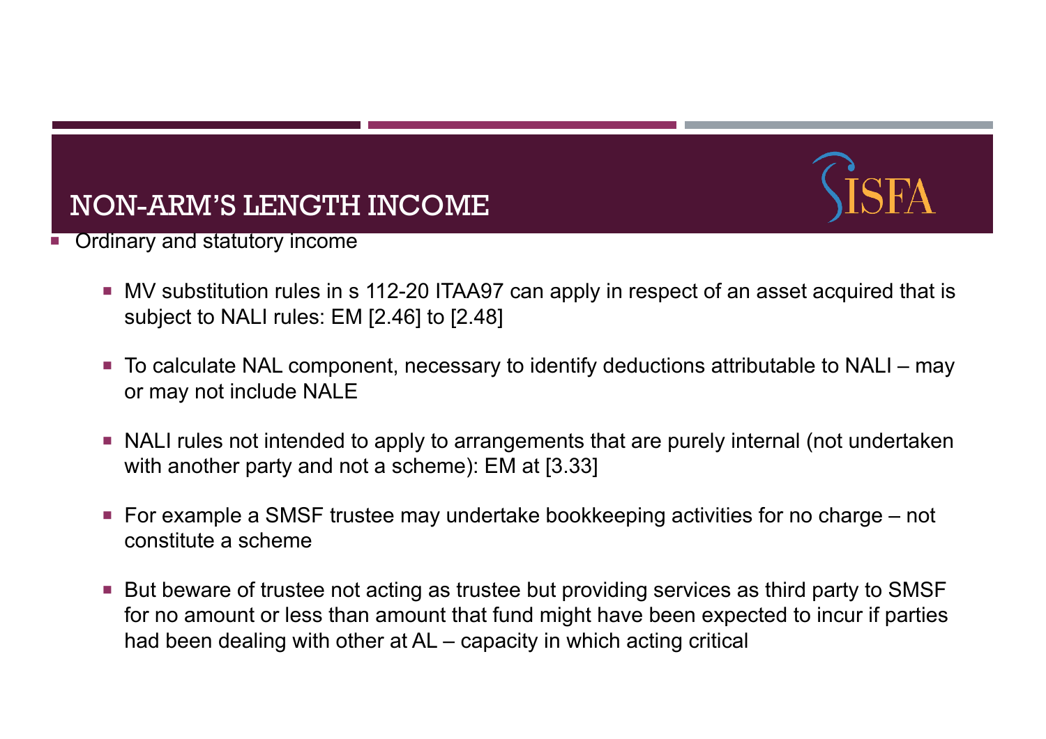# NON-ARM'S LENGTH INCOME

- Ordinary and statutory income
  - MV substitution rules in s 112-20 ITAA97 can apply in respect of an asset acquired that is subject to NALI rules: EM [2.46] to [2.48]
  - To calculate NAL component, necessary to identify deductions attributable to NALI – may or may not include NALE
  - NALI rules not intended to apply to arrangements that are purely internal (not undertaken with another party and not a scheme): EM at [3.33]
  - For example a SMSF trustee may undertake bookkeeping activities for no charge – not constitute a scheme
  - But beware of trustee not acting as trustee but providing services as third party to SMSF for no amount or less than amount that fund might have been expected to incur if parties had been dealing with other at AL – capacity in which acting critical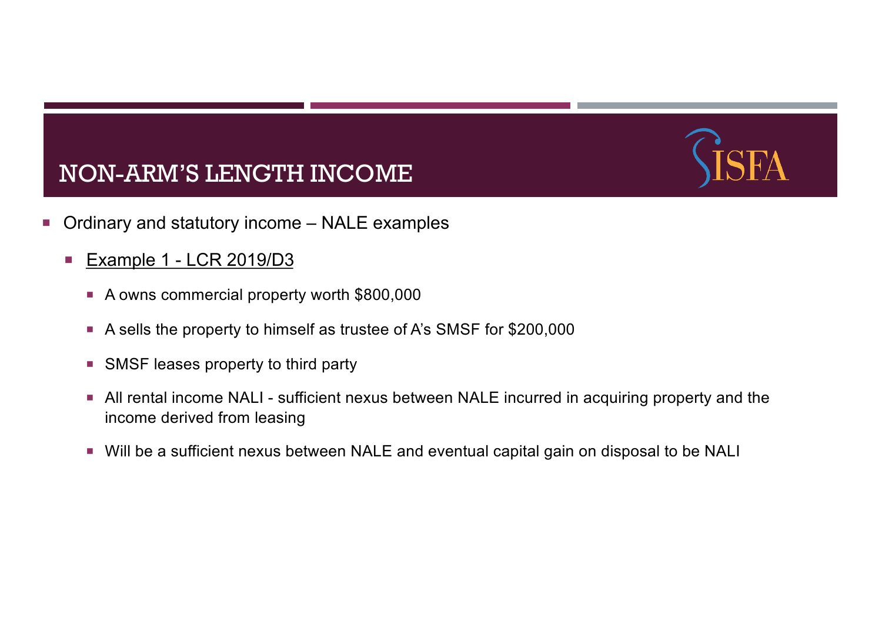# NON-ARM'S LENGTH INCOME

- Ordinary and statutory income – NALE examples
  - <u>Example 1 - LCR 2019/D3</u>
    - A owns commercial property worth $800,000
    - A sells the property to himself as trustee of A's SMSF for $200,000
    - SMSF leases property to third party
    - All rental income NALI - sufficient nexus between NALE incurred in acquiring property and the income derived from leasing
    - Will be a sufficient nexus between NALE and eventual capital gain on disposal to be NALI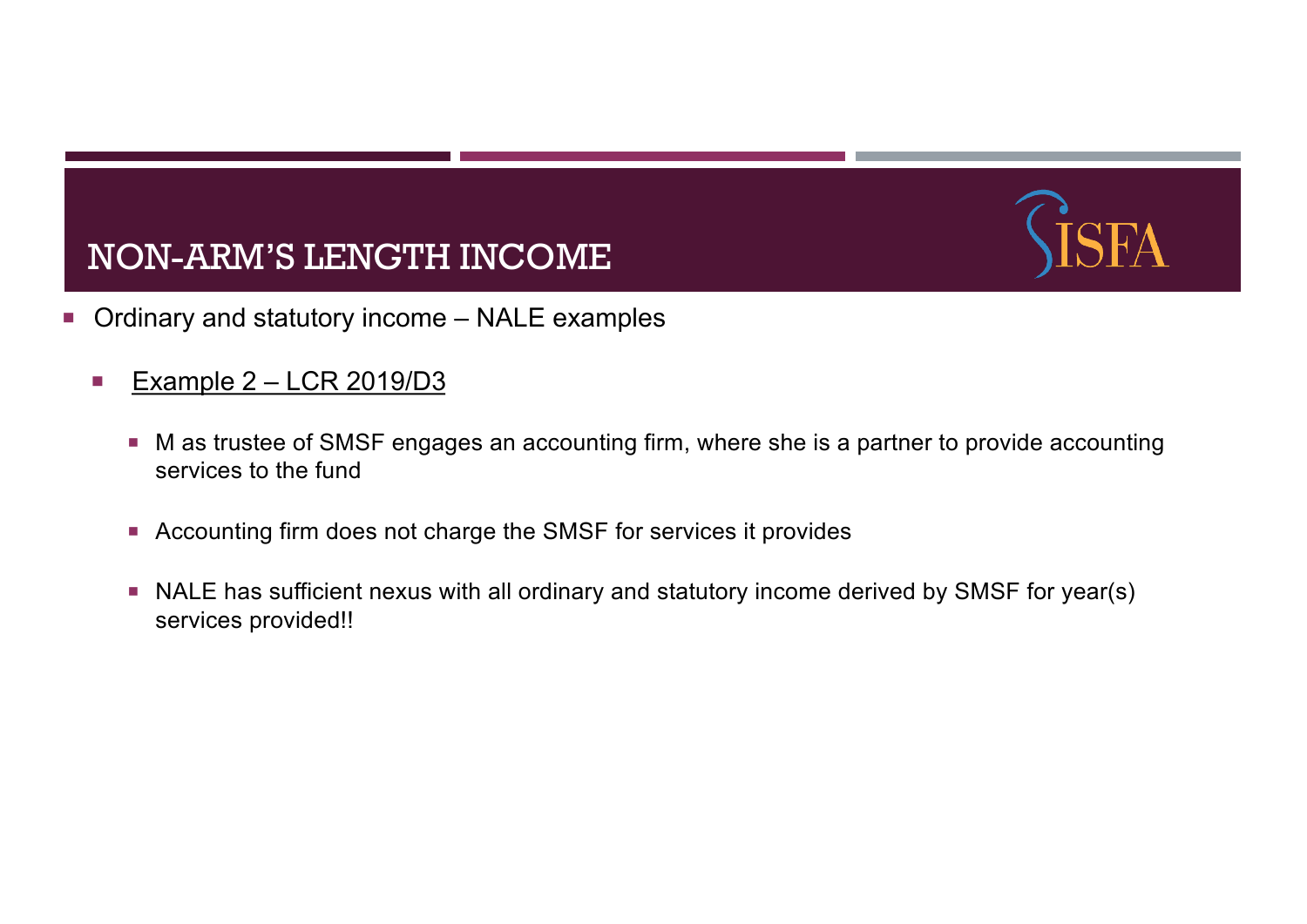# NON-ARM'S LENGTH INCOME

- Ordinary and statutory income – NALE examples
  - Example 2 – LCR 2019/D3
    - M as trustee of SMSF engages an accounting firm, where she is a partner to provide accounting services to the fund
    - Accounting firm does not charge the SMSF for services it provides
    - NALE has sufficient nexus with all ordinary and statutory income derived by SMSF for year(s) services provided!!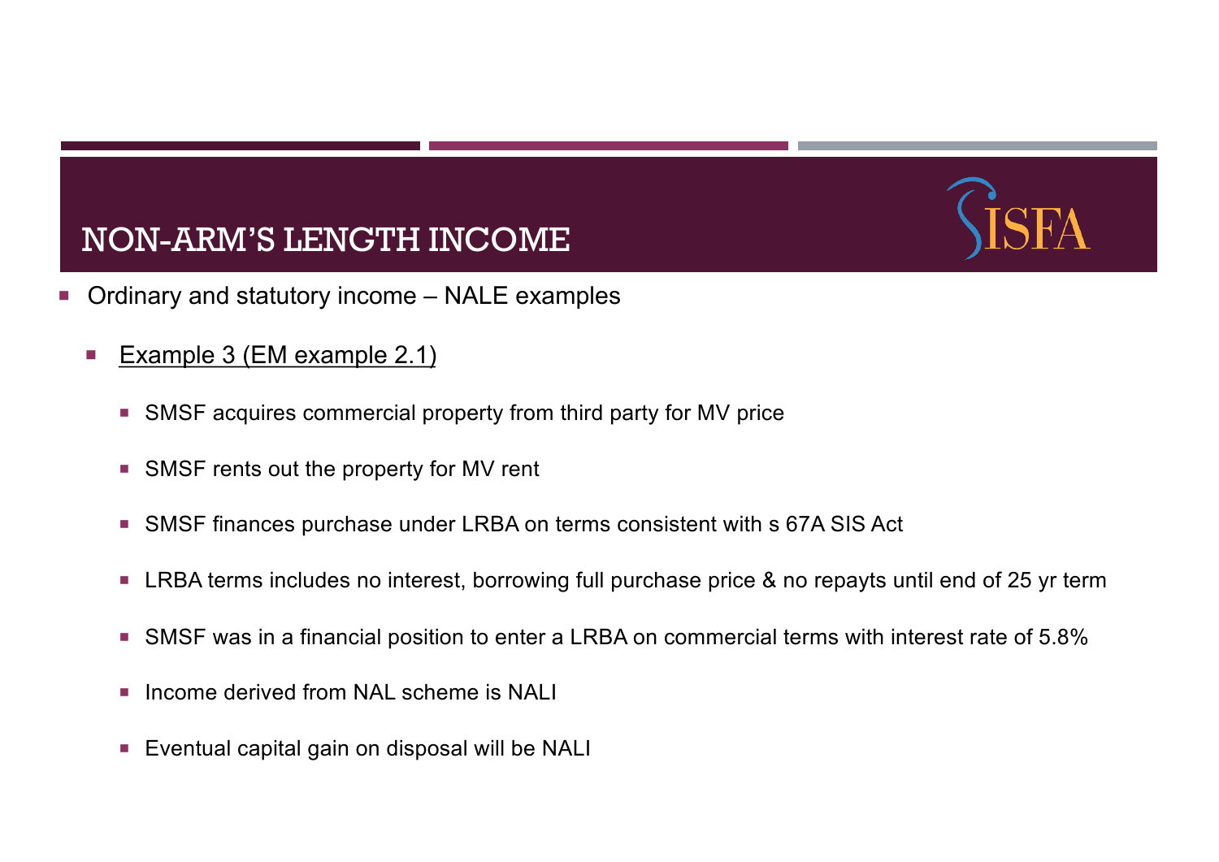# NON-ARM'S LENGTH INCOME

- Ordinary and statutory income – NALE examples
  - Example 3 (EM example 2.1)
    - SMSF acquires commercial property from third party for MV price
    - SMSF rents out the property for MV rent
    - SMSF finances purchase under LRBA on terms consistent with s 67A SIS Act
    - LRBA terms includes no interest, borrowing full purchase price & no repayts until end of 25 yr term
    - SMSF was in a financial position to enter a LRBA on commercial terms with interest rate of 5.8%
    - Income derived from NAL scheme is NALI
    - Eventual capital gain on disposal will be NALI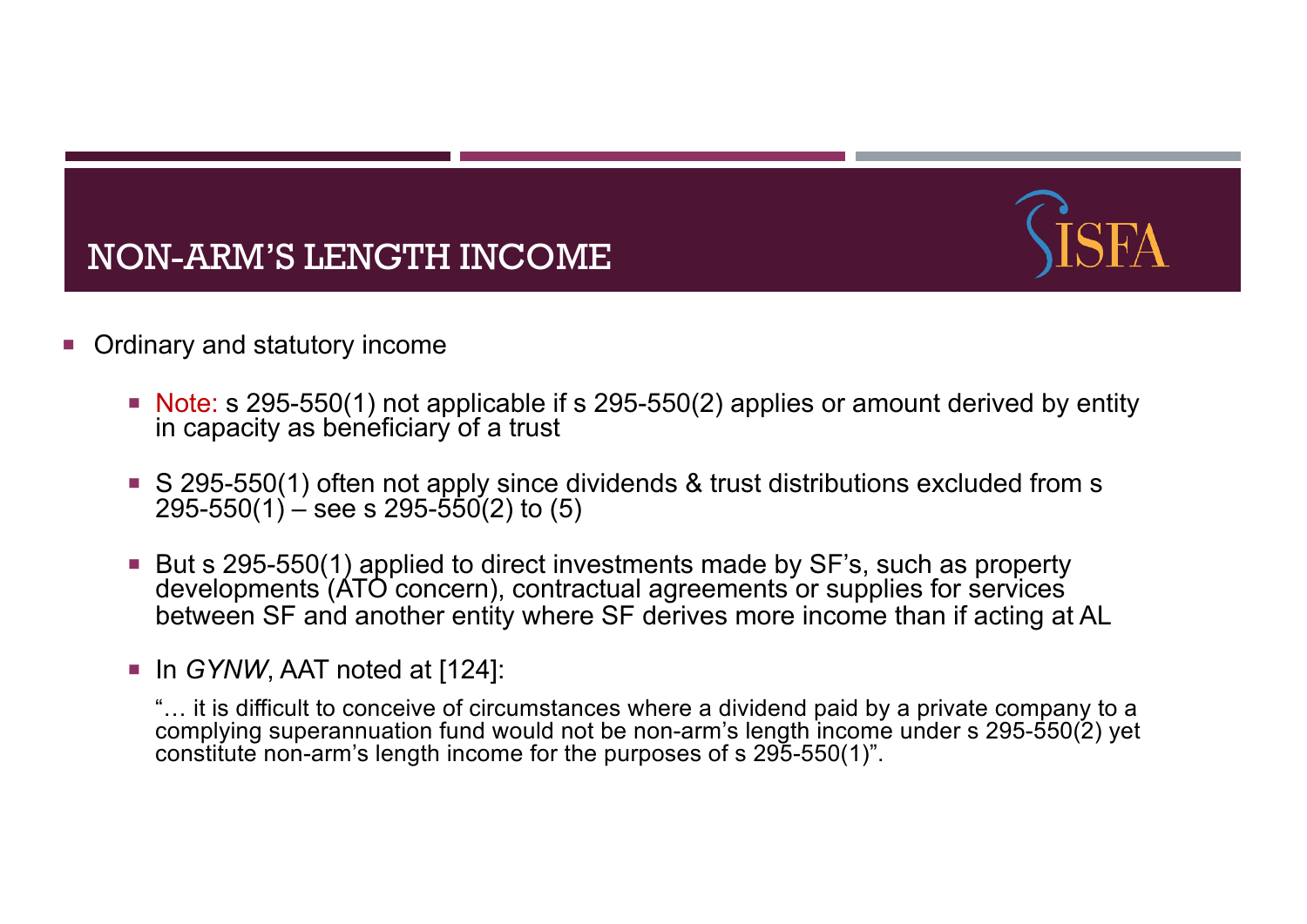# NON-ARM'S LENGTH INCOME

- Ordinary and statutory income
  - Note: s 295-550(1) not applicable if s 295-550(2) applies or amount derived by entity in capacity as beneficiary of a trust
  - S 295-550(1) often not apply since dividends & trust distributions excluded from s 295-550(1) – see s 295-550(2) to (5)
  - But s 295-550(1) applied to direct investments made by SF's, such as property developments (ATO concern), contractual agreements or supplies for services between SF and another entity where SF derives more income than if acting at AL
  - In *GYNW*, AAT noted at [124]:

    "… it is difficult to conceive of circumstances where a dividend paid by a private company to a complying superannuation fund would not be non-arm's length income under s 295-550(2) yet constitute non-arm's length income for the purposes of s 295-550(1)".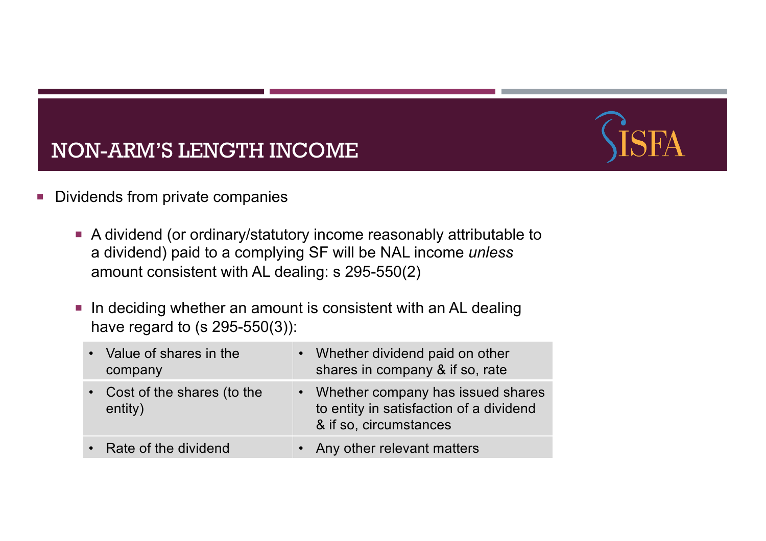# NON-ARM'S LENGTH INCOME

- Dividends from private companies
  - A dividend (or ordinary/statutory income reasonably attributable to a dividend) paid to a complying SF will be NAL income *unless* amount consistent with AL dealing: s 295-550(2)
  - In deciding whether an amount is consistent with an AL dealing have regard to (s 295-550(3)):

| | |
|---|---|
| • Value of shares in the company | • Whether dividend paid on other shares in company & if so, rate |
| • Cost of the shares (to the entity) | • Whether company has issued shares to entity in satisfaction of a dividend & if so, circumstances |
| • Rate of the dividend | • Any other relevant matters |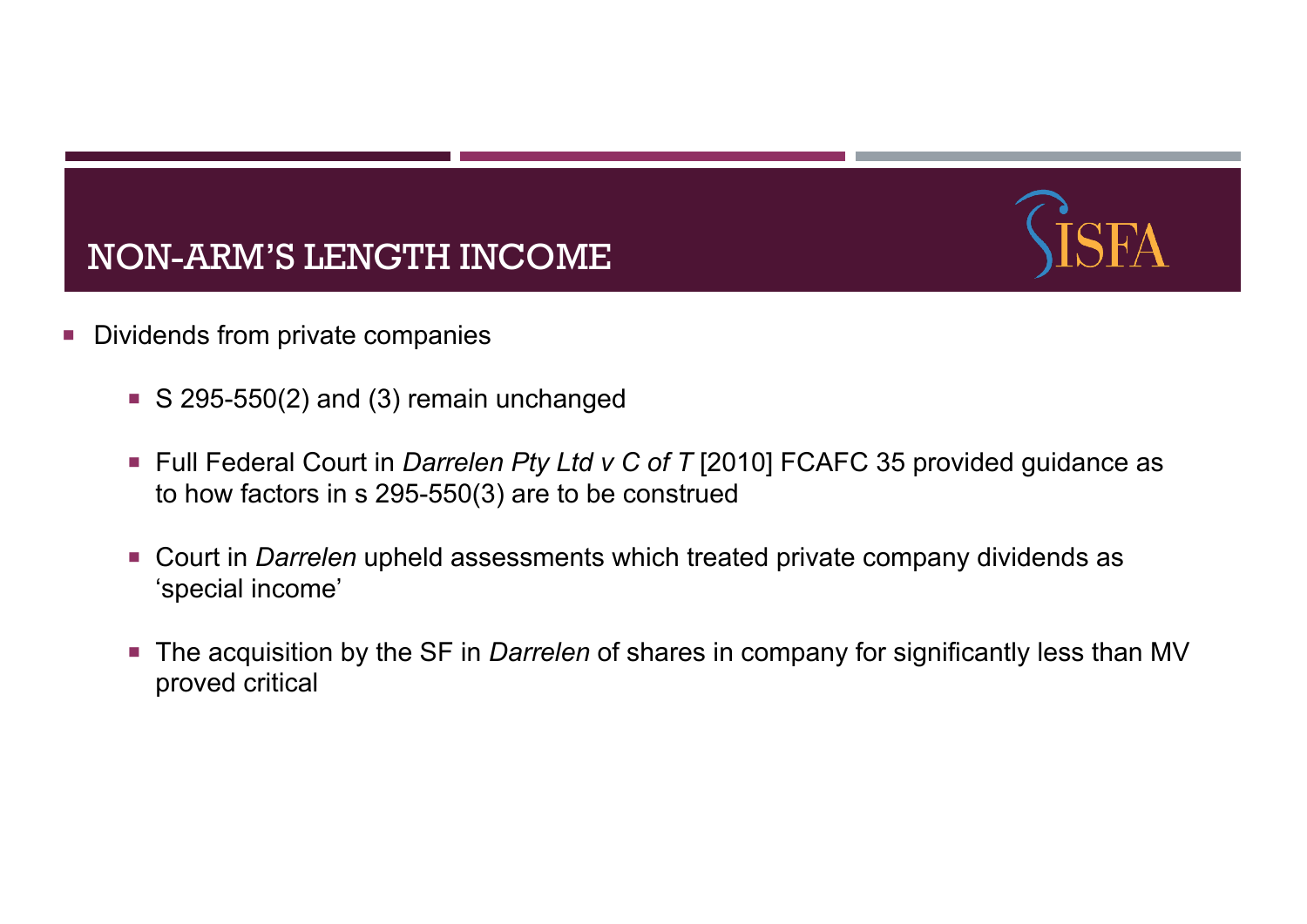## NON-ARM'S LENGTH INCOME

- Dividends from private companies
  - S 295-550(2) and (3) remain unchanged
  - Full Federal Court in *Darrelen Pty Ltd v C of T* [2010] FCAFC 35 provided guidance as to how factors in s 295-550(3) are to be construed
  - Court in *Darrelen* upheld assessments which treated private company dividends as 'special income'
  - The acquisition by the SF in *Darrelen* of shares in company for significantly less than MV proved critical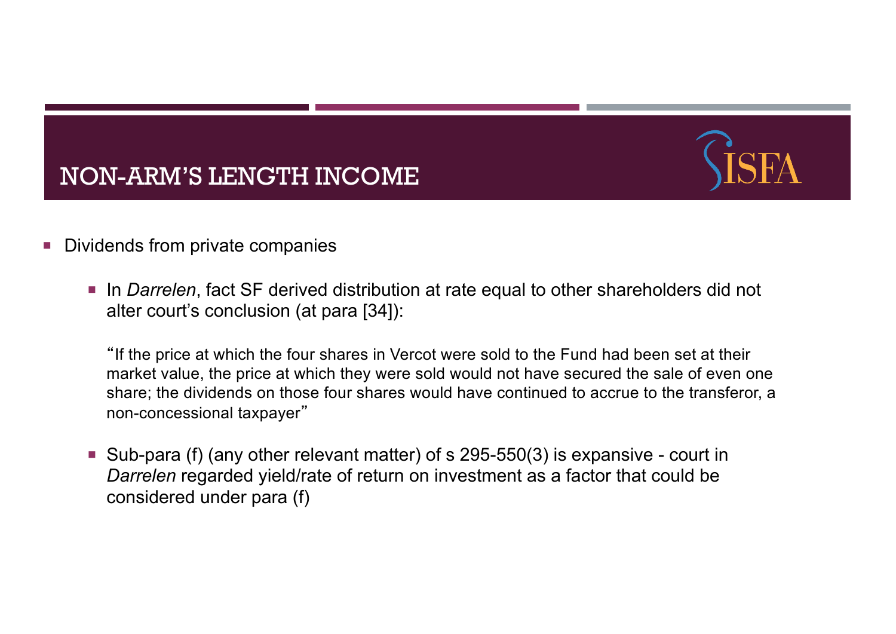# NON-ARM'S LENGTH INCOME

- Dividends from private companies

  - In *Darrelen*, fact SF derived distribution at rate equal to other shareholders did not alter court's conclusion (at para [34]):

    "If the price at which the four shares in Vercot were sold to the Fund had been set at their market value, the price at which they were sold would not have secured the sale of even one share; the dividends on those four shares would have continued to accrue to the transferor, a non-concessional taxpayer"

  - Sub-para (f) (any other relevant matter) of s 295-550(3) is expansive - court in *Darrelen* regarded yield/rate of return on investment as a factor that could be considered under para (f)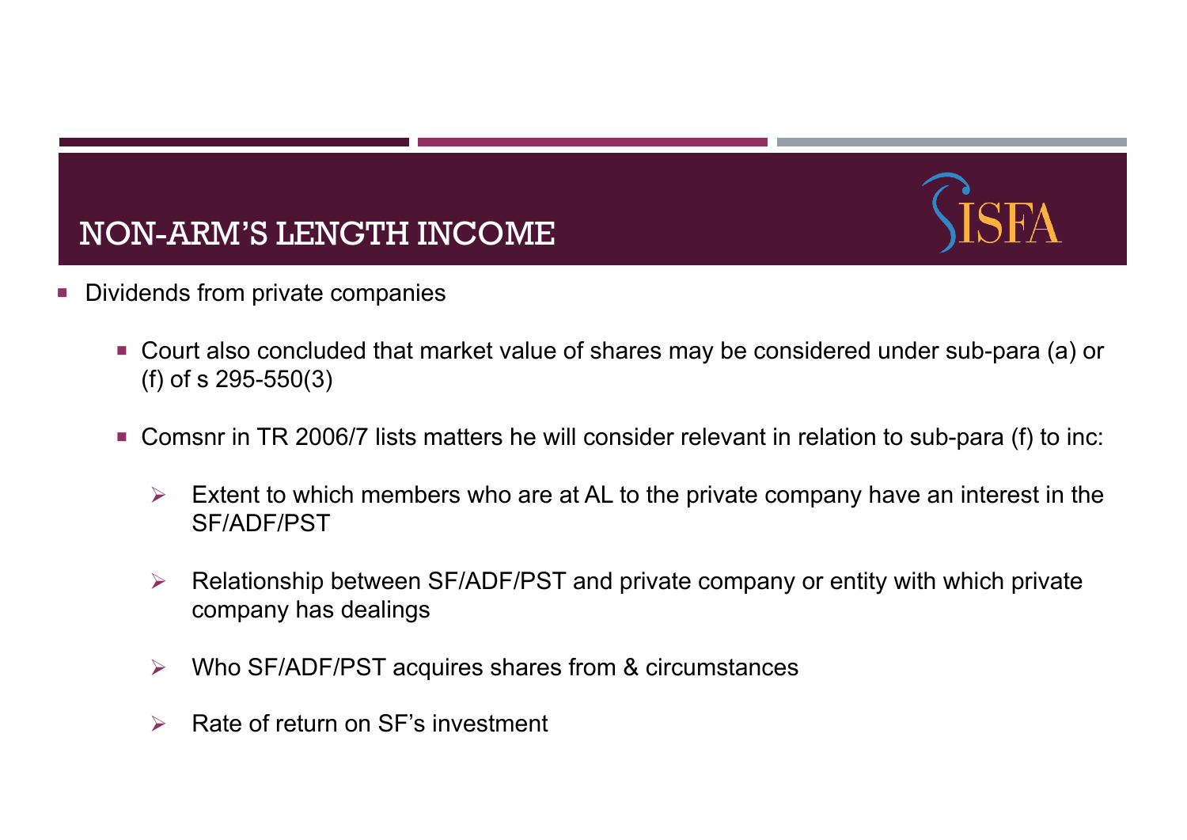# NON-ARM'S LENGTH INCOME

- Dividends from private companies
  - Court also concluded that market value of shares may be considered under sub-para (a) or (f) of s 295-550(3)
  - Comsnr in TR 2006/7 lists matters he will consider relevant in relation to sub-para (f) to inc:
    - Extent to which members who are at AL to the private company have an interest in the SF/ADF/PST
    - Relationship between SF/ADF/PST and private company or entity with which private company has dealings
    - Who SF/ADF/PST acquires shares from & circumstances
    - Rate of return on SF's investment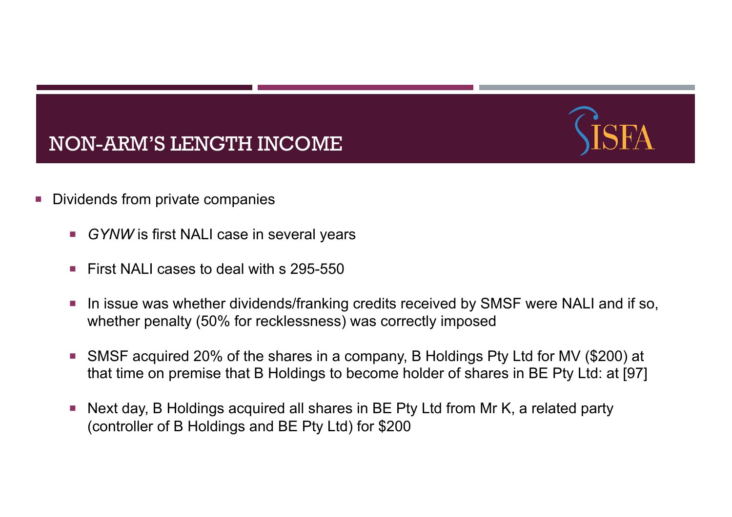# NON-ARM'S LENGTH INCOME

- Dividends from private companies
  - *GYNW* is first NALI case in several years
  - First NALI cases to deal with s 295-550
  - In issue was whether dividends/franking credits received by SMSF were NALI and if so, whether penalty (50% for recklessness) was correctly imposed
  - SMSF acquired 20% of the shares in a company, B Holdings Pty Ltd for MV ($200) at that time on premise that B Holdings to become holder of shares in BE Pty Ltd: at [97]
  - Next day, B Holdings acquired all shares in BE Pty Ltd from Mr K, a related party (controller of B Holdings and BE Pty Ltd) for $200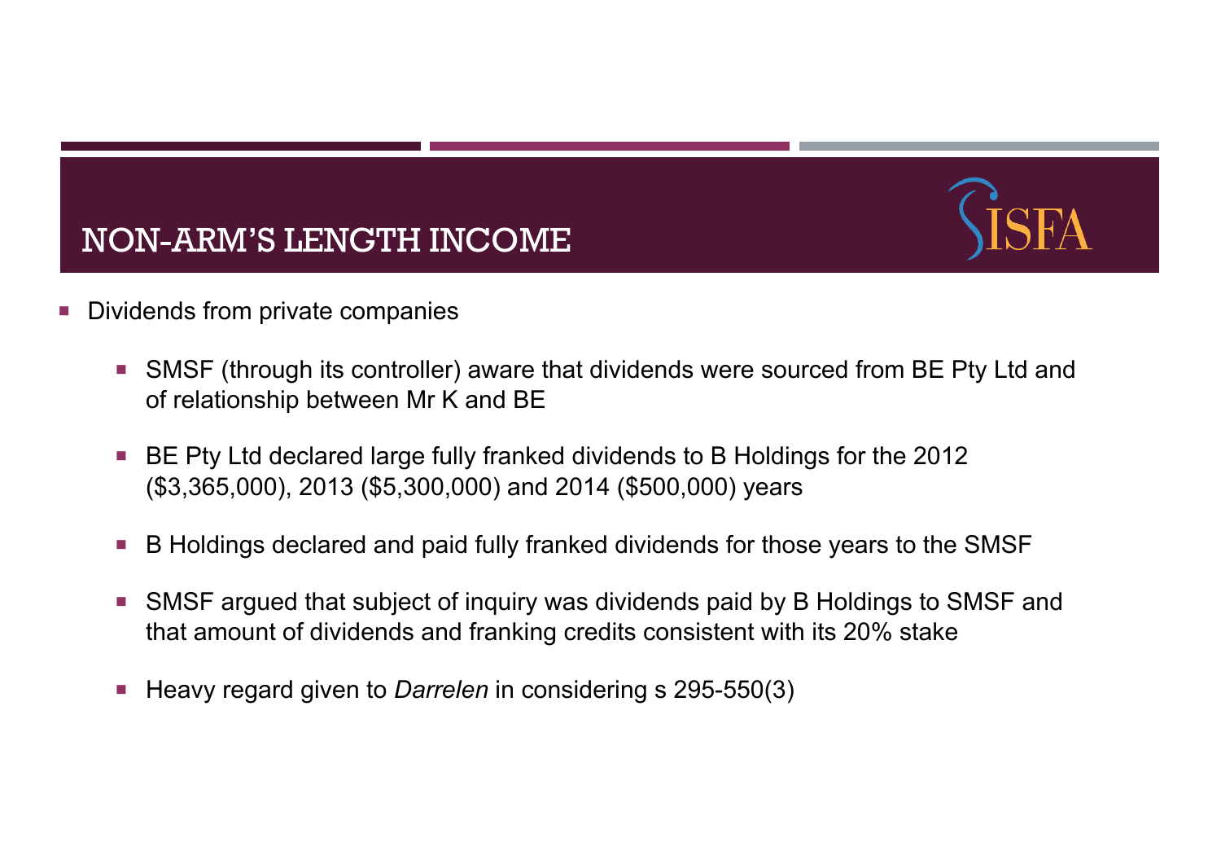# NON-ARM'S LENGTH INCOME

- Dividends from private companies
  - SMSF (through its controller) aware that dividends were sourced from BE Pty Ltd and of relationship between Mr K and BE
  - BE Pty Ltd declared large fully franked dividends to B Holdings for the 2012 ($3,365,000), 2013 ($5,300,000) and 2014 ($500,000) years
  - B Holdings declared and paid fully franked dividends for those years to the SMSF
  - SMSF argued that subject of inquiry was dividends paid by B Holdings to SMSF and that amount of dividends and franking credits consistent with its 20% stake
  - Heavy regard given to *Darrelen* in considering s 295-550(3)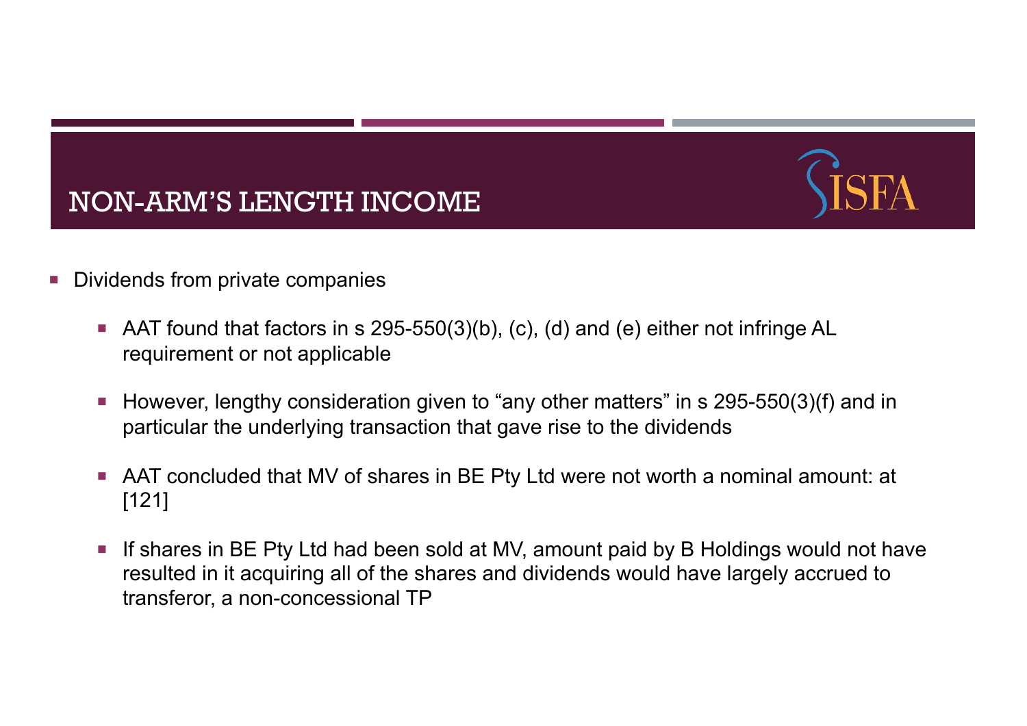# NON-ARM'S LENGTH INCOME

- Dividends from private companies
  - AAT found that factors in s 295-550(3)(b), (c), (d) and (e) either not infringe AL requirement or not applicable
  - However, lengthy consideration given to "any other matters" in s 295-550(3)(f) and in particular the underlying transaction that gave rise to the dividends
  - AAT concluded that MV of shares in BE Pty Ltd were not worth a nominal amount: at [121]
  - If shares in BE Pty Ltd had been sold at MV, amount paid by B Holdings would not have resulted in it acquiring all of the shares and dividends would have largely accrued to transferor, a non-concessional TP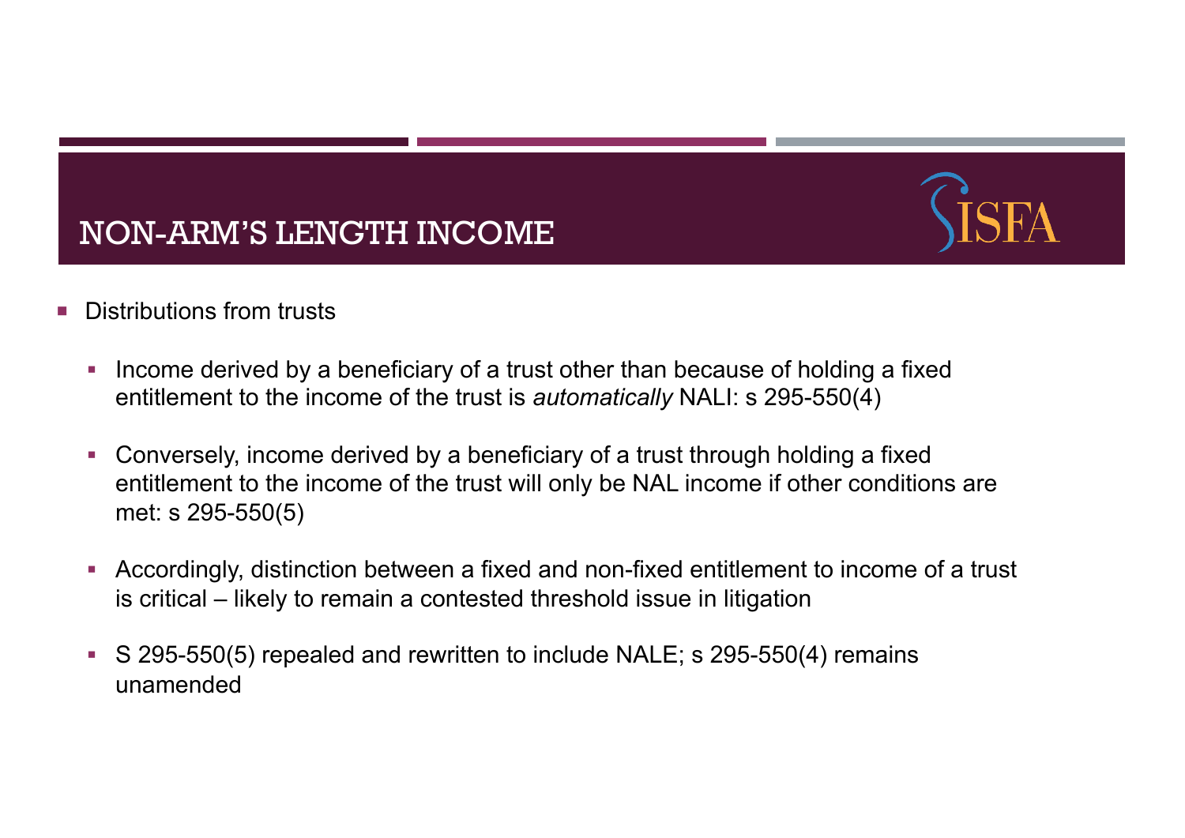# NON-ARM'S LENGTH INCOME

- Distributions from trusts
  - Income derived by a beneficiary of a trust other than because of holding a fixed entitlement to the income of the trust is *automatically* NALI: s 295-550(4)
  - Conversely, income derived by a beneficiary of a trust through holding a fixed entitlement to the income of the trust will only be NAL income if other conditions are met: s 295-550(5)
  - Accordingly, distinction between a fixed and non-fixed entitlement to income of a trust is critical – likely to remain a contested threshold issue in litigation
  - S 295-550(5) repealed and rewritten to include NALE; s 295-550(4) remains unamended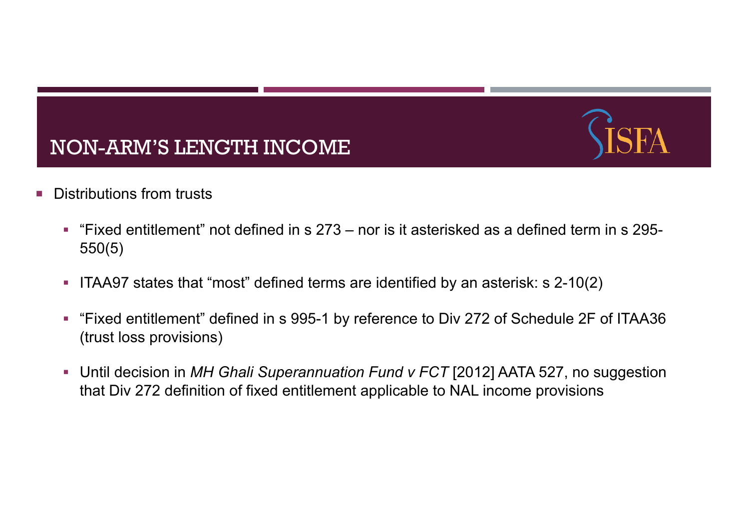# NON-ARM'S LENGTH INCOME

- Distributions from trusts
  - "Fixed entitlement" not defined in s 273 – nor is it asterisked as a defined term in s 295-550(5)
  - ITAA97 states that "most" defined terms are identified by an asterisk: s 2-10(2)
  - "Fixed entitlement" defined in s 995-1 by reference to Div 272 of Schedule 2F of ITAA36 (trust loss provisions)
  - Until decision in *MH Ghali Superannuation Fund v FCT* [2012] AATA 527, no suggestion that Div 272 definition of fixed entitlement applicable to NAL income provisions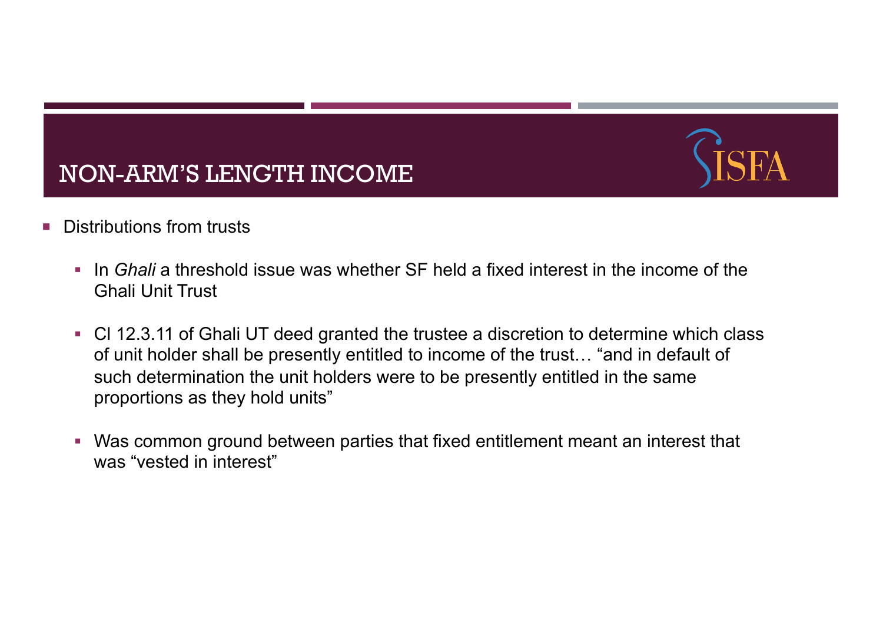# NON-ARM'S LENGTH INCOME

- Distributions from trusts
  - In *Ghali* a threshold issue was whether SF held a fixed interest in the income of the Ghali Unit Trust
  - Cl 12.3.11 of Ghali UT deed granted the trustee a discretion to determine which class of unit holder shall be presently entitled to income of the trust… "and in default of such determination the unit holders were to be presently entitled in the same proportions as they hold units"
  - Was common ground between parties that fixed entitlement meant an interest that was "vested in interest"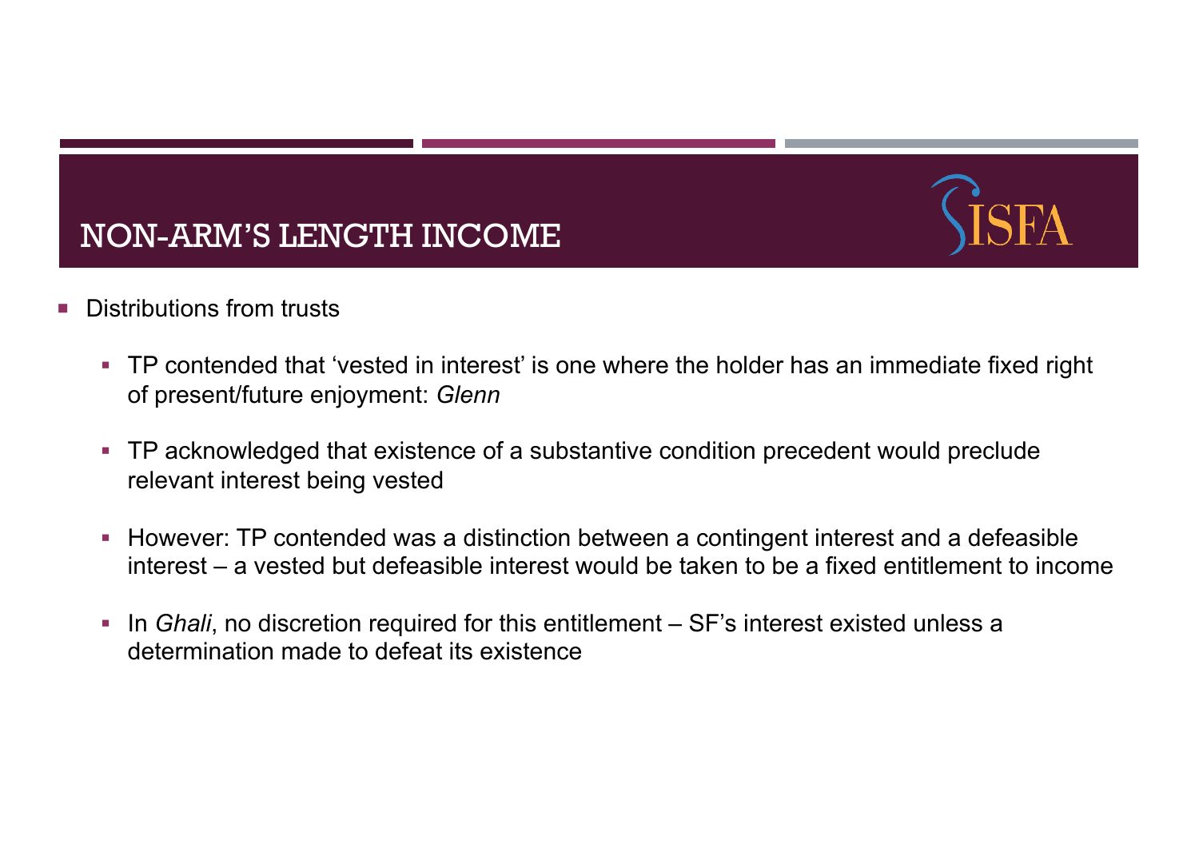# NON-ARM'S LENGTH INCOME

- Distributions from trusts
  - TP contended that 'vested in interest' is one where the holder has an immediate fixed right of present/future enjoyment: *Glenn*
  - TP acknowledged that existence of a substantive condition precedent would preclude relevant interest being vested
  - However: TP contended was a distinction between a contingent interest and a defeasible interest – a vested but defeasible interest would be taken to be a fixed entitlement to income
  - In *Ghali*, no discretion required for this entitlement – SF's interest existed unless a determination made to defeat its existence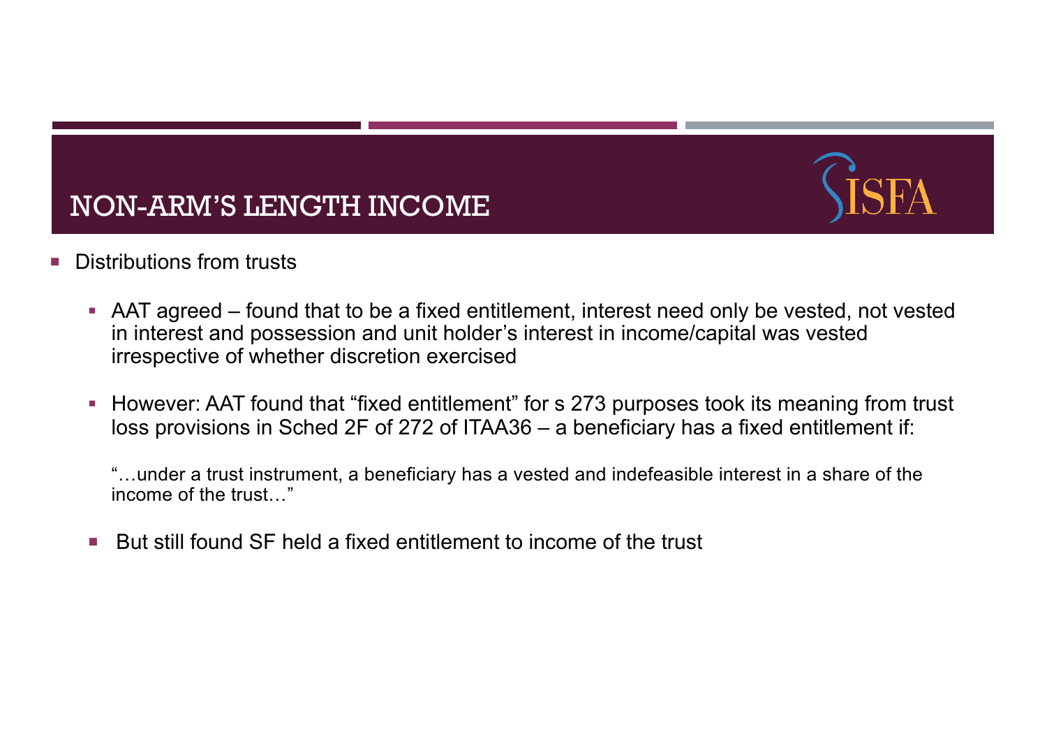# NON-ARM'S LENGTH INCOME

- Distributions from trusts
  - AAT agreed – found that to be a fixed entitlement, interest need only be vested, not vested in interest and possession and unit holder's interest in income/capital was vested irrespective of whether discretion exercised
  - However: AAT found that "fixed entitlement" for s 273 purposes took its meaning from trust loss provisions in Sched 2F of 272 of ITAA36 – a beneficiary has a fixed entitlement if:

    "…under a trust instrument, a beneficiary has a vested and indefeasible interest in a share of the income of the trust…"

  - But still found SF held a fixed entitlement to income of the trust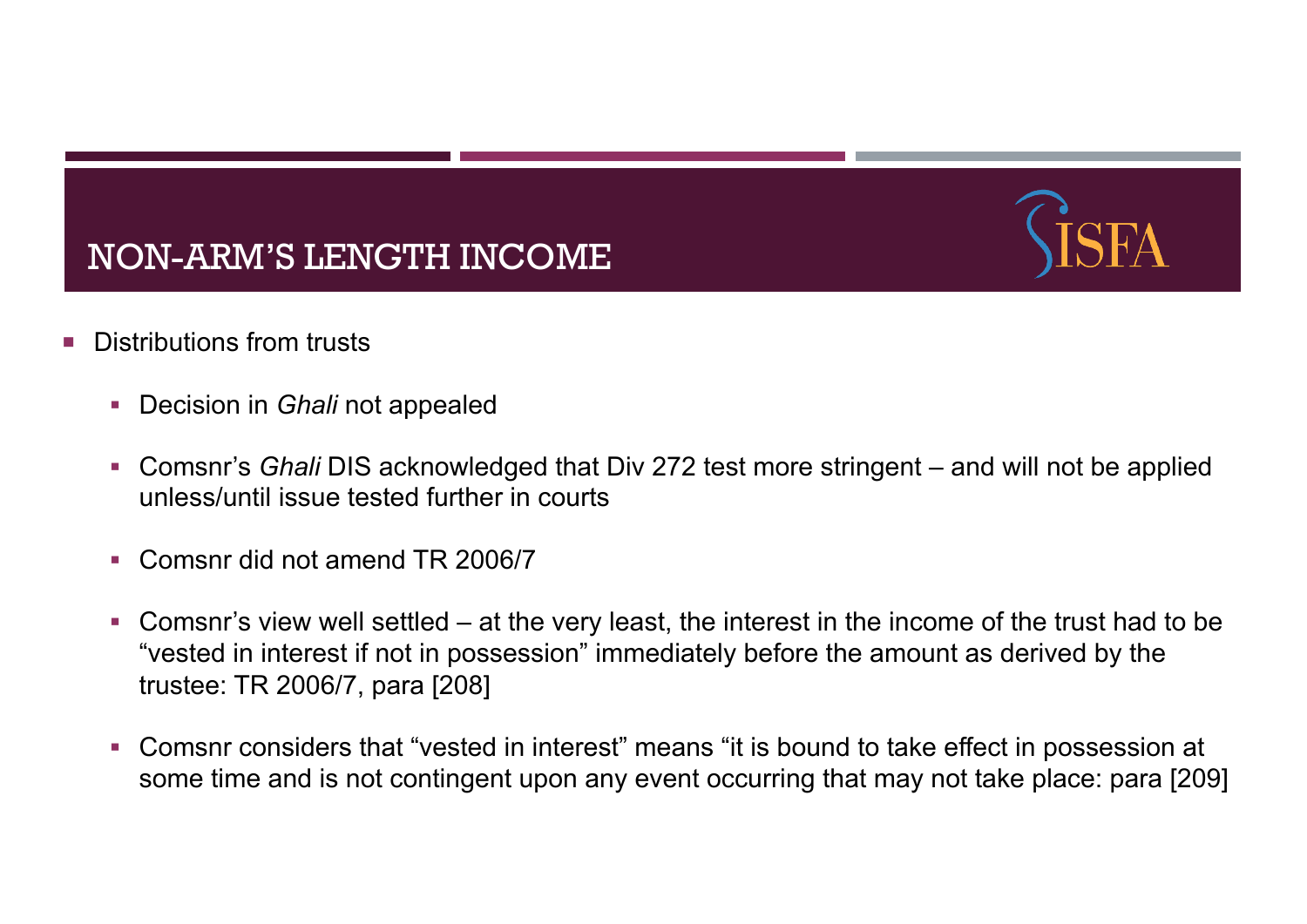# NON-ARM'S LENGTH INCOME

- Distributions from trusts
  - Decision in *Ghali* not appealed
  - Comsnr's *Ghali* DIS acknowledged that Div 272 test more stringent – and will not be applied unless/until issue tested further in courts
  - Comsnr did not amend TR 2006/7
  - Comsnr's view well settled – at the very least, the interest in the income of the trust had to be "vested in interest if not in possession" immediately before the amount as derived by the trustee: TR 2006/7, para [208]
  - Comsnr considers that "vested in interest" means "it is bound to take effect in possession at some time and is not contingent upon any event occurring that may not take place: para [209]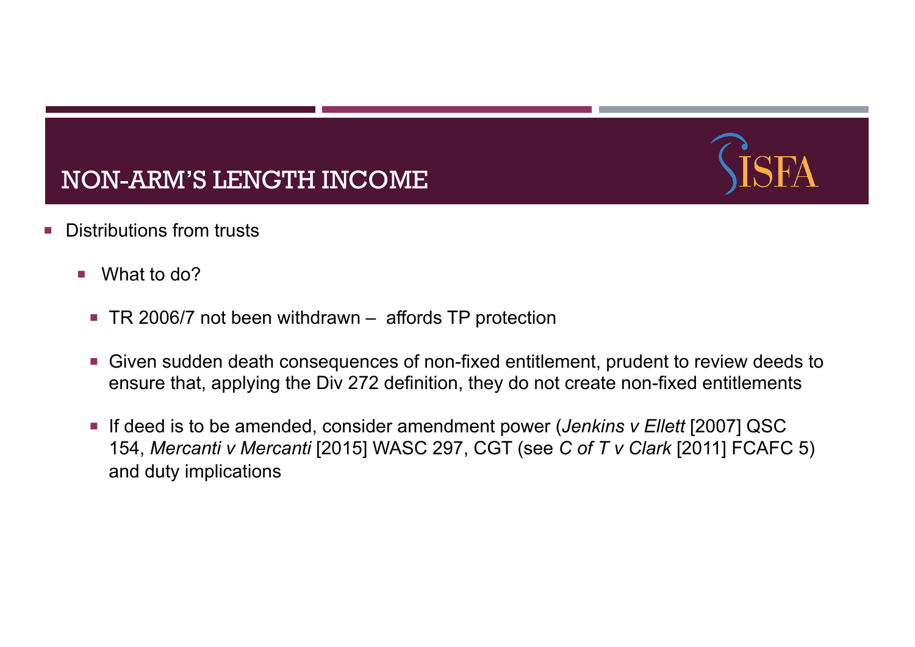# NON-ARM'S LENGTH INCOME

- Distribution from trusts
  - What to do?
    - TR 2006/7 not been withdrawn – affords TP protection
    - Given sudden death consequences of non-fixed entitlement, prudent to review deeds to ensure that, applying the Div 272 definition, they do not create non-fixed entitlements
    - If deed is to be amended, consider amendment power (*Jenkins v Ellett* [2007] QSC 154, *Mercanti v Mercanti* [2015] WASC 297, CGT (see *C of T v Clark* [2011] FCAFC 5) and duty implications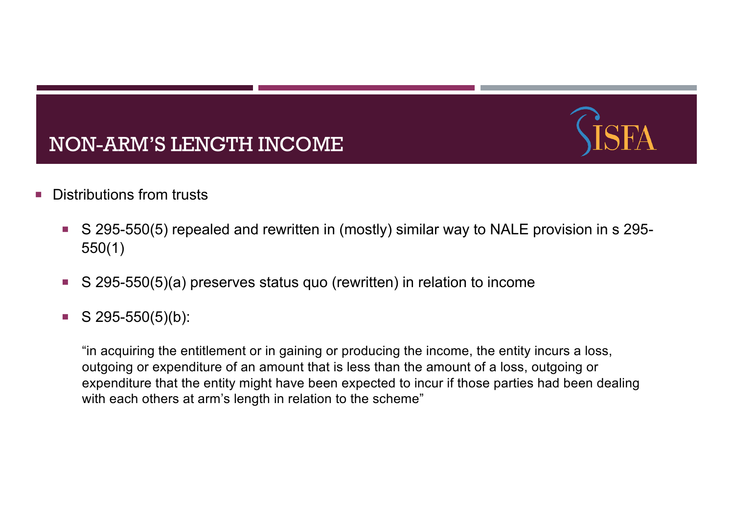# NON-ARM'S LENGTH INCOME

- Distributions from trusts
  - S 295-550(5) repealed and rewritten in (mostly) similar way to NALE provision in s 295-550(1)
  - S 295-550(5)(a) preserves status quo (rewritten) in relation to income
  - S 295-550(5)(b):

    "in acquiring the entitlement or in gaining or producing the income, the entity incurs a loss, outgoing or expenditure of an amount that is less than the amount of a loss, outgoing or expenditure that the entity might have been expected to incur if those parties had been dealing with each others at arm's length in relation to the scheme"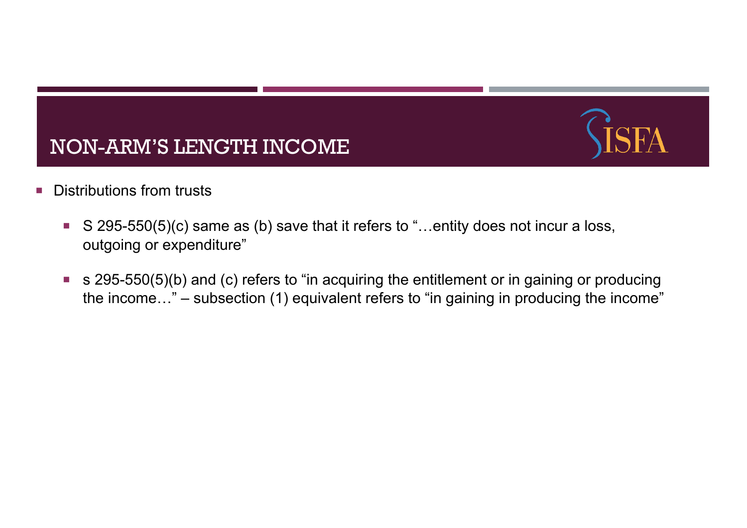## NON-ARM'S LENGTH INCOME

- Distributions from trusts
  - S 295-550(5)(c) same as (b) save that it refers to "…entity does not incur a loss, outgoing or expenditure"
  - s 295-550(5)(b) and (c) refers to "in acquiring the entitlement or in gaining or producing the income…" – subsection (1) equivalent refers to "in gaining in producing the income"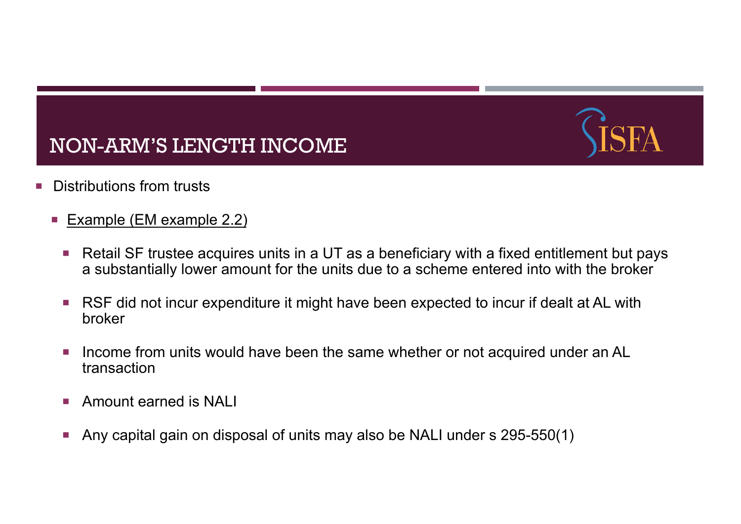# NON-ARM'S LENGTH INCOME

- Distributions from trusts
  - Example (EM example 2.2)
    - Retail SF trustee acquires units in a UT as a beneficiary with a fixed entitlement but pays a substantially lower amount for the units due to a scheme entered into with the broker
    - RSF did not incur expenditure it might have been expected to incur if dealt at AL with broker
    - Income from units would have been the same whether or not acquired under an AL transaction
    - Amount earned is NALI
    - Any capital gain on disposal of units may also be NALI under s 295-550(1)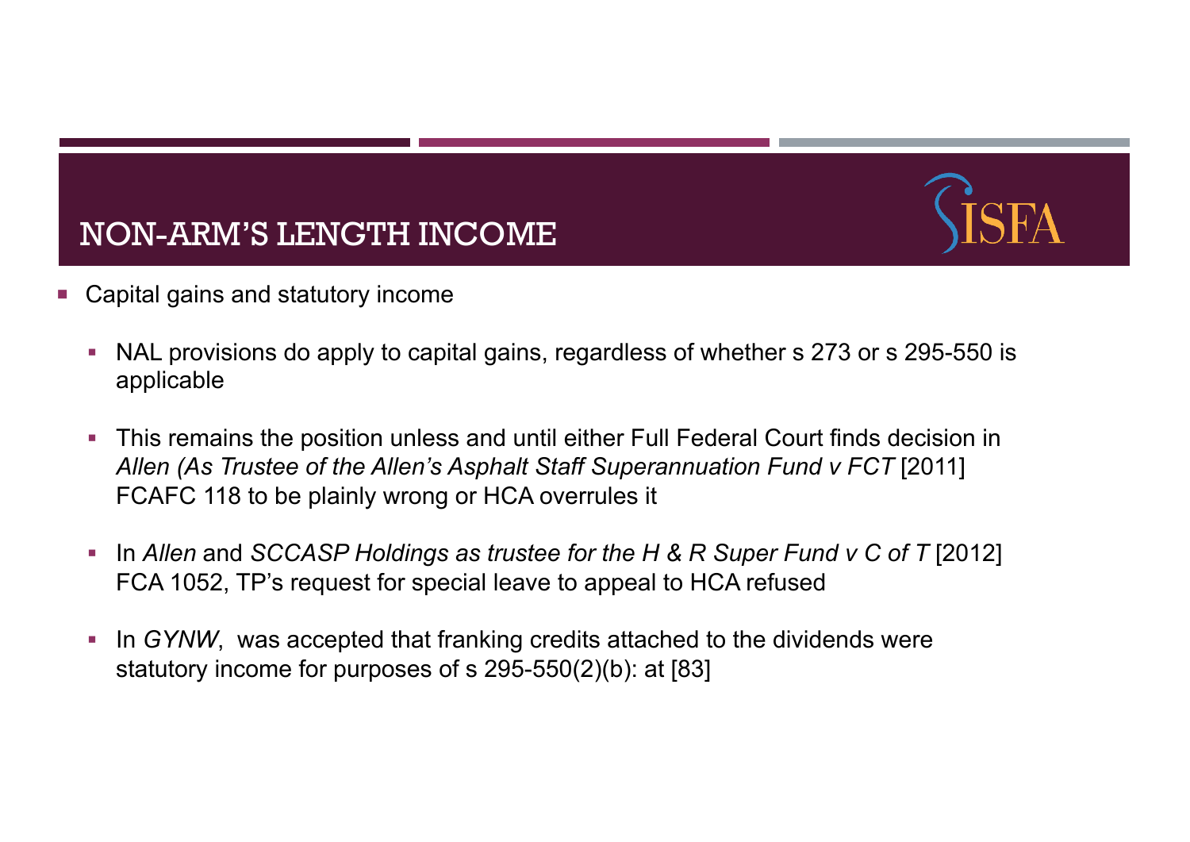## NON-ARM'S LENGTH INCOME

- Capital gains and statutory income
  - NAL provisions do apply to capital gains, regardless of whether s 273 or s 295-550 is applicable
  - This remains the position unless and until either Full Federal Court finds decision in *Allen (As Trustee of the Allen's Asphalt Staff Superannuation Fund v FCT* [2011] FCAFC 118 to be plainly wrong or HCA overrules it
  - In *Allen* and *SCCASP Holdings as trustee for the H & R Super Fund v C of T* [2012] FCA 1052, TP's request for special leave to appeal to HCA refused
  - In *GYNW*, was accepted that franking credits attached to the dividends were statutory income for purposes of s 295-550(2)(b): at [83]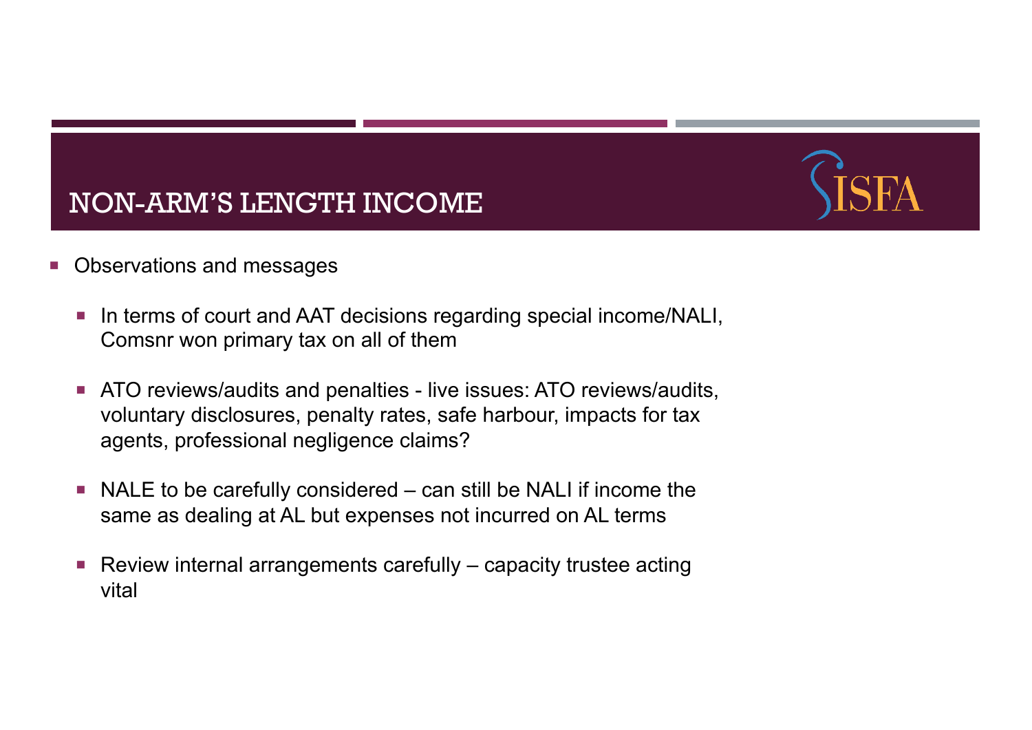# NON-ARM'S LENGTH INCOME

- Observations and messages
  - In terms of court and AAT decisions regarding special income/NALI, Comsnr won primary tax on all of them
  - ATO reviews/audits and penalties - live issues: ATO reviews/audits, voluntary disclosures, penalty rates, safe harbour, impacts for tax agents, professional negligence claims?
  - NALE to be carefully considered – can still be NALI if income the same as dealing at AL but expenses not incurred on AL terms
  - Review internal arrangements carefully – capacity trustee acting vital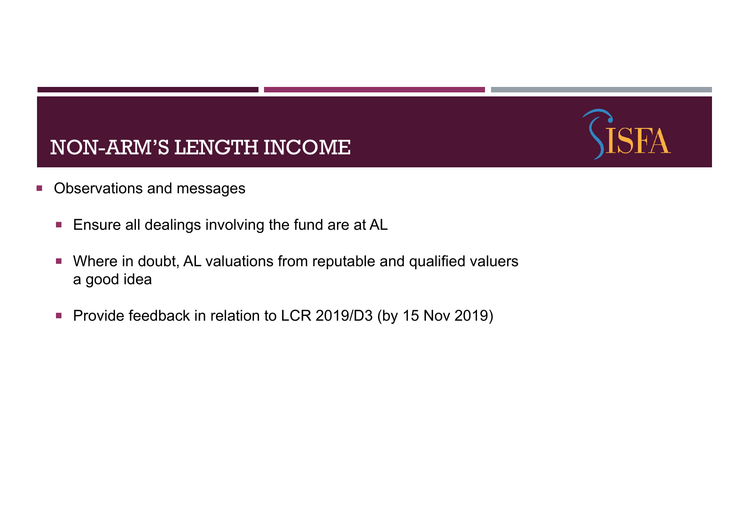# NON-ARM'S LENGTH INCOME

- Observations and messages
  - Ensure all dealings involving the fund are at AL
  - Where in doubt, AL valuations from reputable and qualified valuers a good idea
  - Provide feedback in relation to LCR 2019/D3 (by 15 Nov 2019)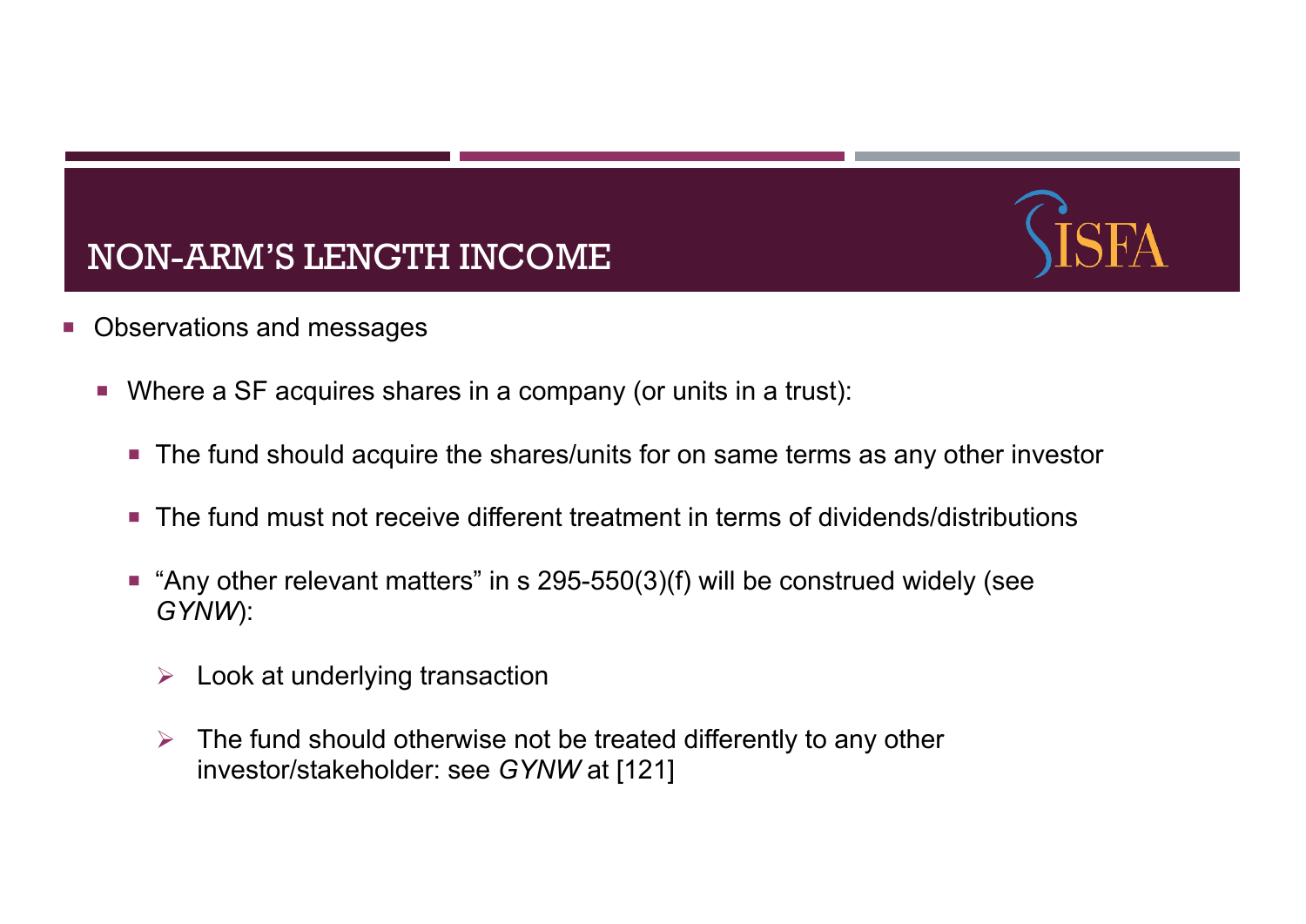# NON-ARM'S LENGTH INCOME

- Observations and messages
  - Where a SF acquires shares in a company (or units in a trust):
    - The fund should acquire the shares/units for on same terms as any other investor
    - The fund must not receive different treatment in terms of dividends/distributions
    - "Any other relevant matters" in s 295-550(3)(f) will be construed widely (see *GYNW*):
      - Look at underlying transaction
      - The fund should otherwise not be treated differently to any other investor/stakeholder: see *GYNW* at [121]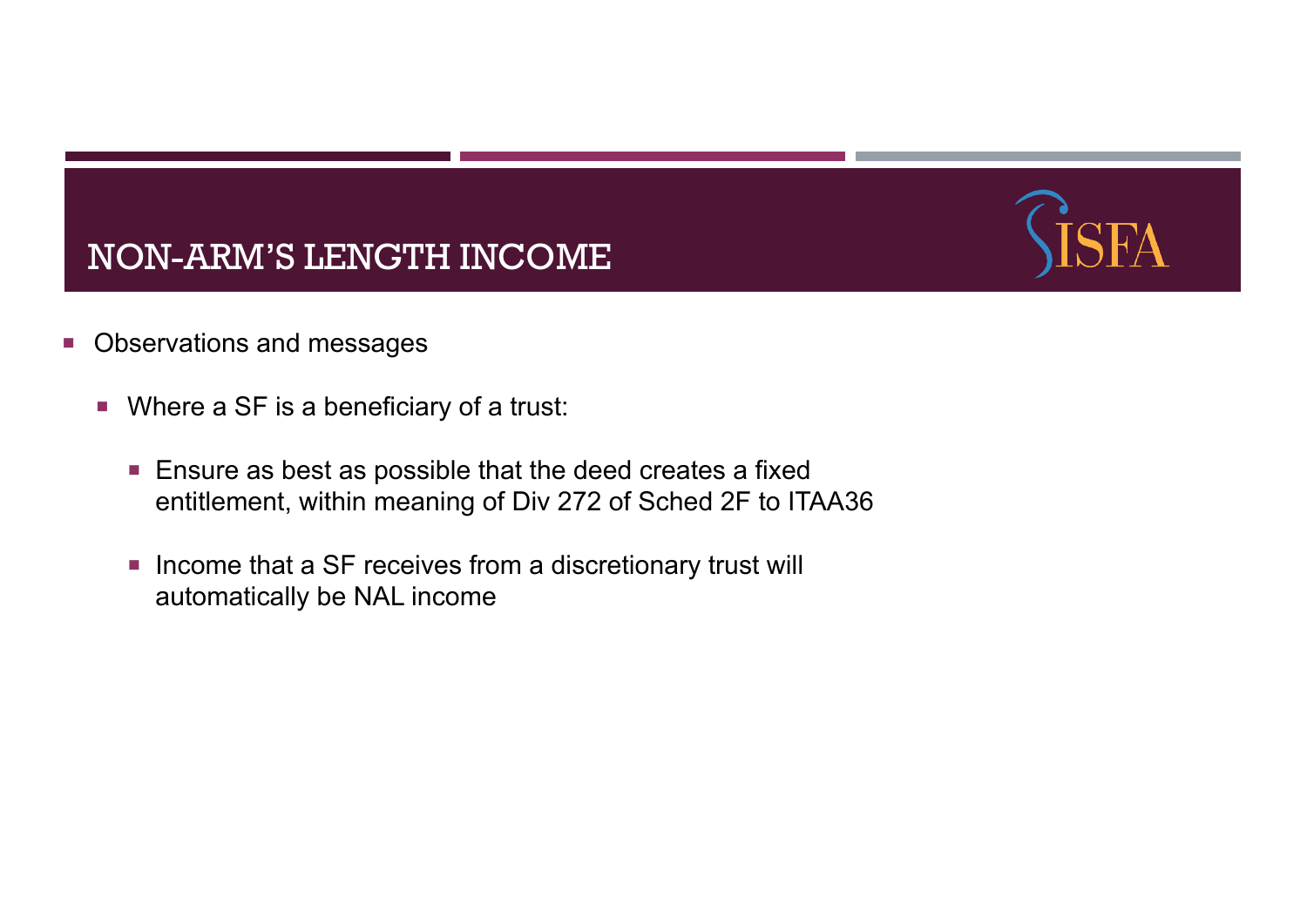# NON-ARM'S LENGTH INCOME

- Observations and messages
  - Where a SF is a beneficiary of a trust:
    - Ensure as best as possible that the deed creates a fixed entitlement, within meaning of Div 272 of Sched 2F to ITAA36
    - Income that a SF receives from a discretionary trust will automatically be NAL income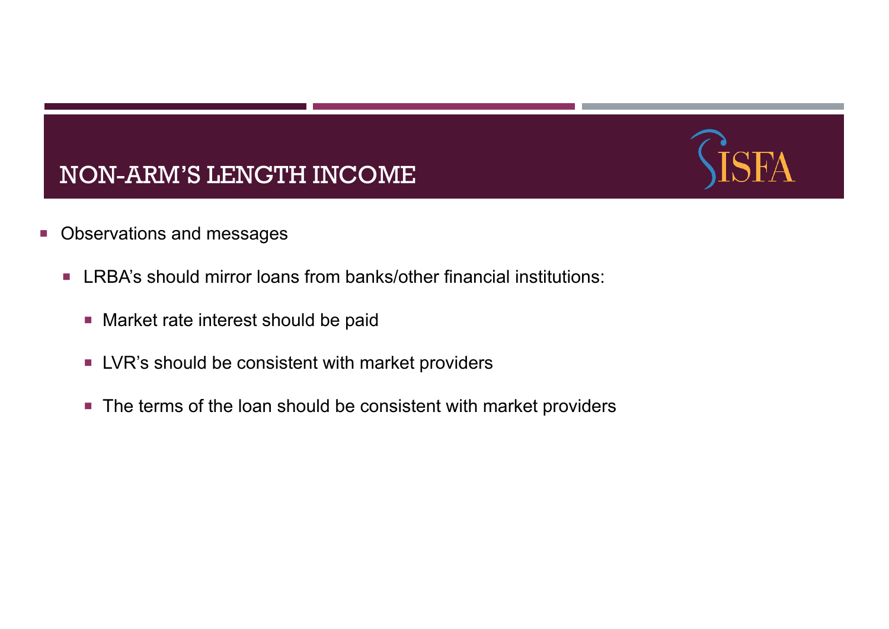# NON-ARM'S LENGTH INCOME

- Observations and messages
  - LRBA's should mirror loans from banks/other financial institutions:
    - Market rate interest should be paid
    - LVR's should be consistent with market providers
    - The terms of the loan should be consistent with market providers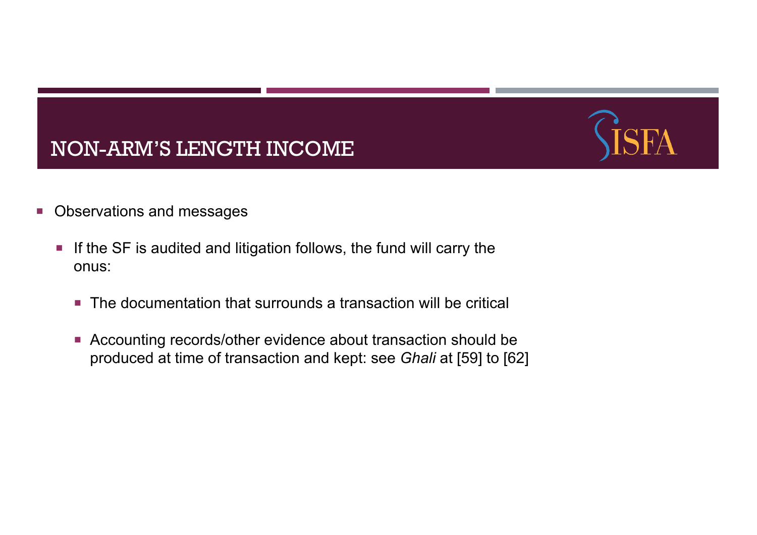# NON-ARM'S LENGTH INCOME

- Observations and messages
  - If the SF is audited and litigation follows, the fund will carry the onus:
    - The documentation that surrounds a transaction will be critical
    - Accounting records/other evidence about transaction should be produced at time of transaction and kept: see *Ghali* at [59] to [62]